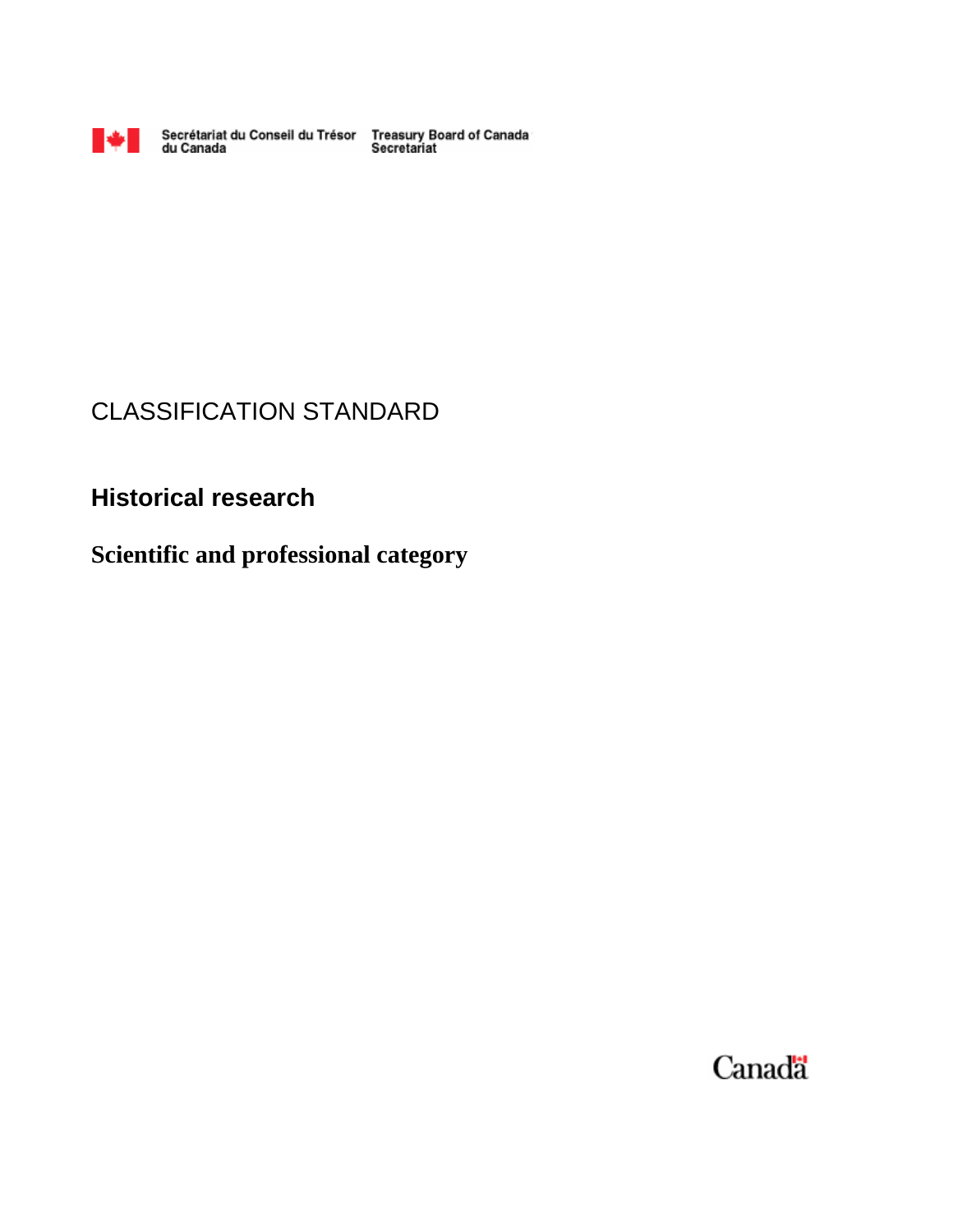Secrétariat du Conseil du Trésor du Canada | Treasury Board of Canada Secretariat

# CLASSIFICATION STANDARD

## Historical research

## Scientific and professional category

Canada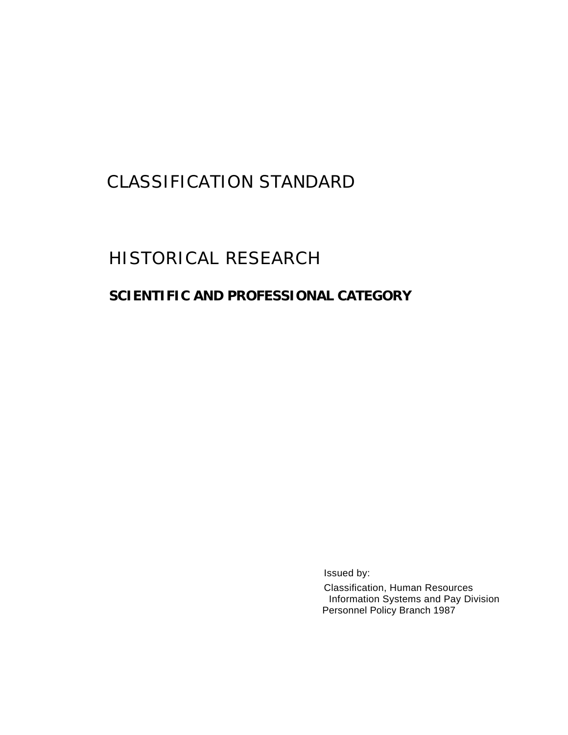# CLASSIFICATION STANDARD

## HISTORICAL RESEARCH

### SCIENTIFIC AND PROFESSIONAL CATEGORY

Issued by:

Classification, Human Resources
Information Systems and Pay Division
Personnel Policy Branch 1987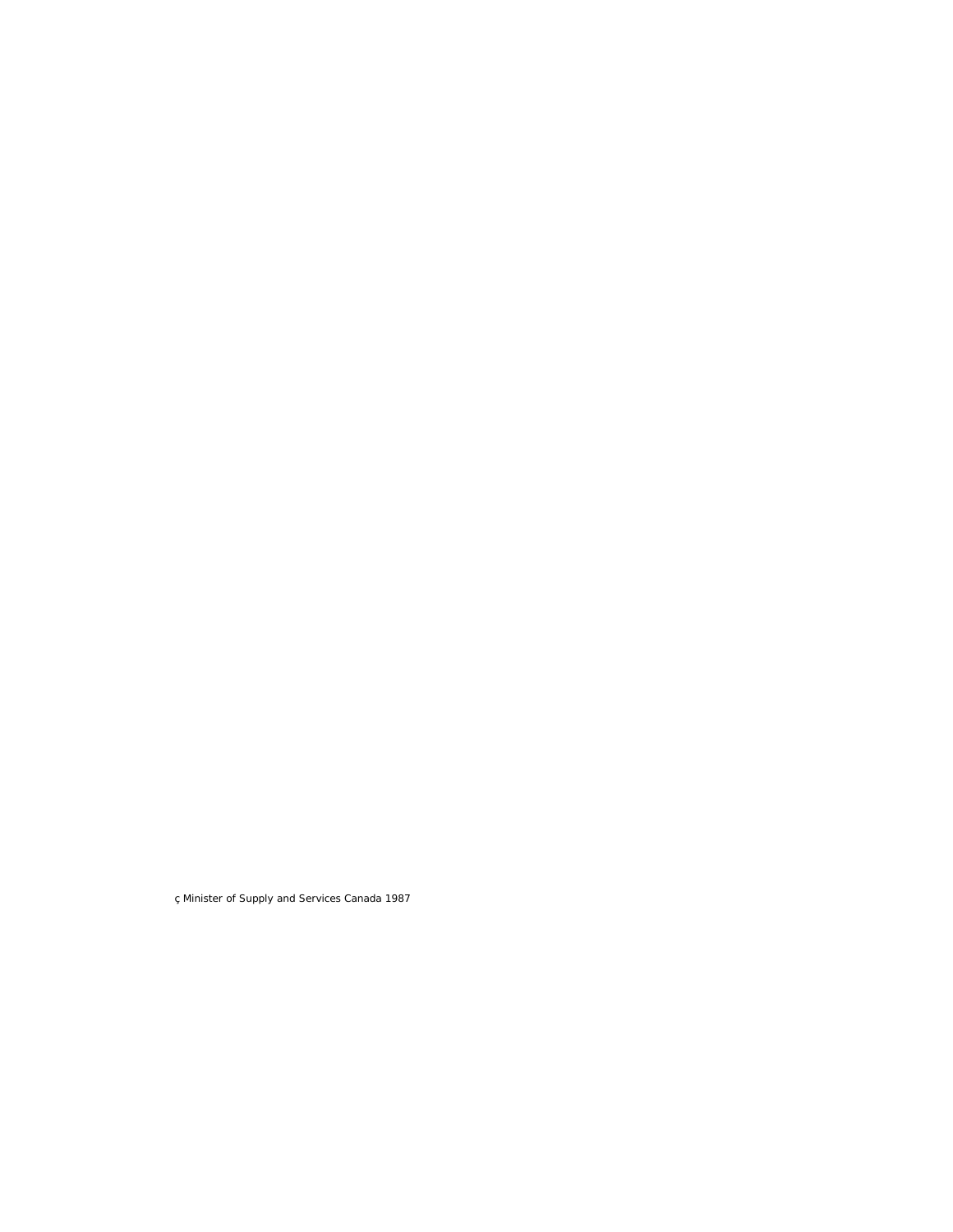ç Minister of Supply and Services Canada 1987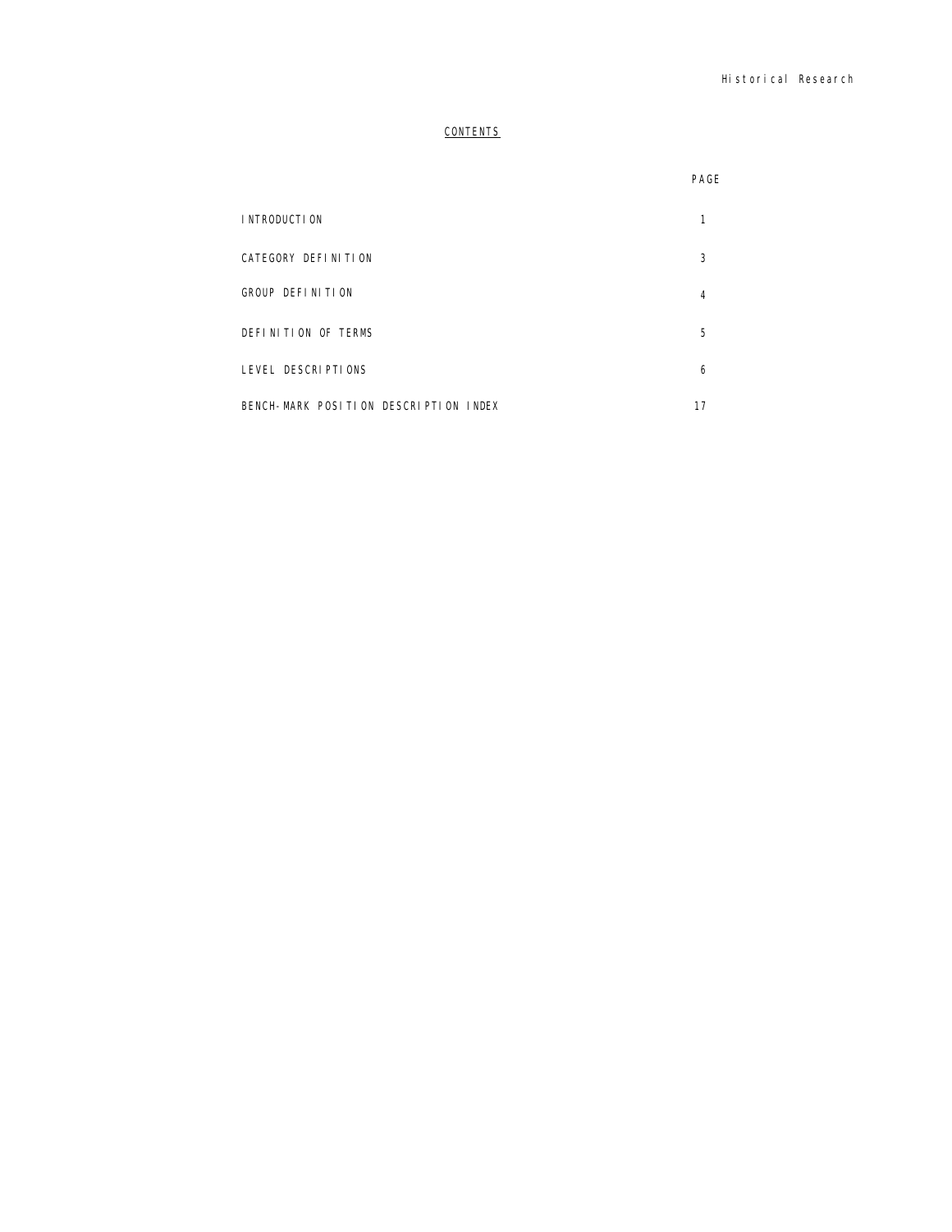# CONTENTS

| | PAGE |
|---|---|
| INTRODUCTION | 1 |
| CATEGORY DEFINITION | 3 |
| GROUP DEFINITION | 4 |
| DEFINITION OF TERMS | 5 |
| LEVEL DESCRIPTIONS | 6 |
| BENCH-MARK POSITION DESCRIPTION INDEX | 17 |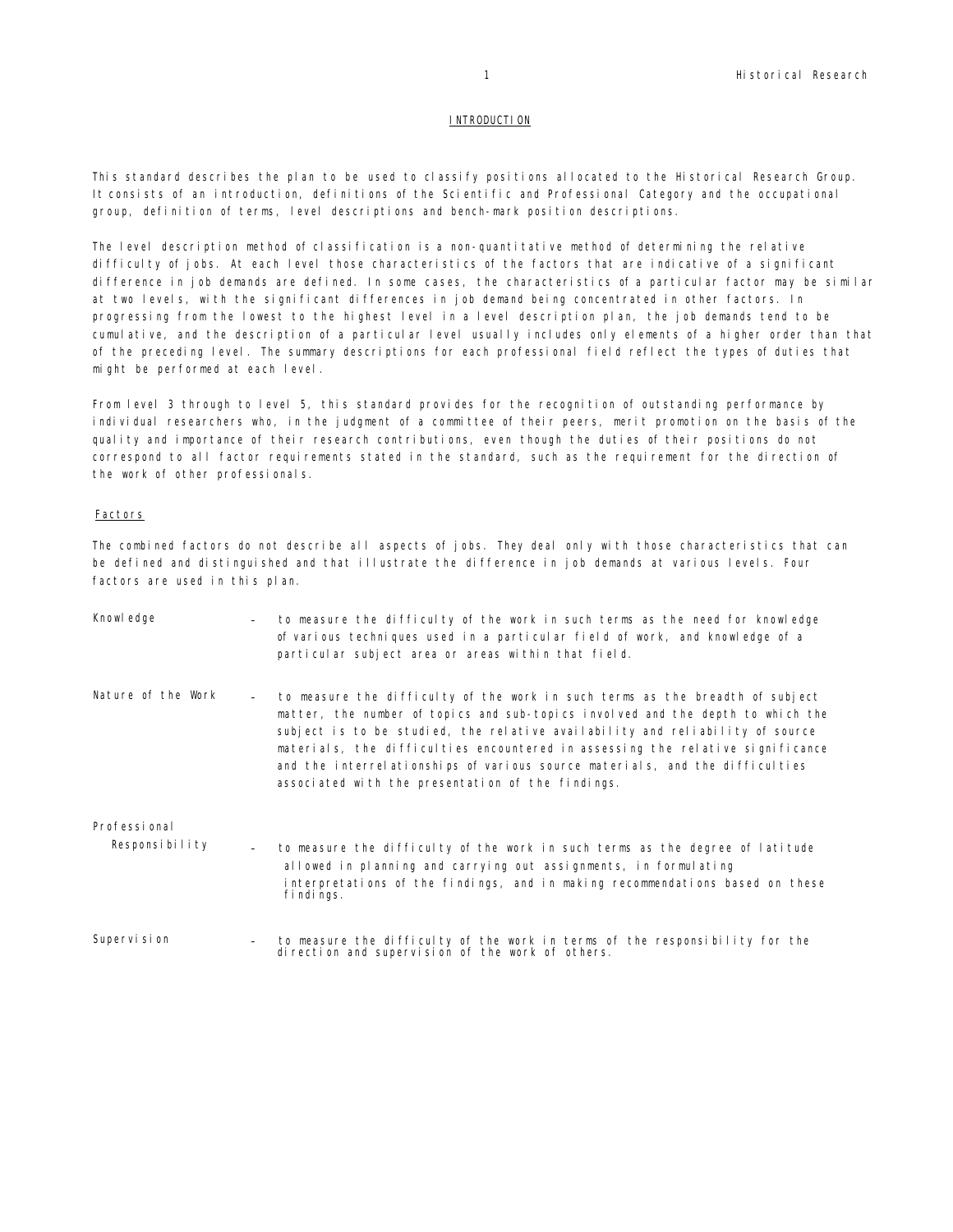# INTRODUCTION

This standard describes the plan to be used to classify positions allocated to the Historical Research Group. It consists of an introduction, definitions of the Scientific and Professional Category and the occupational group, definition of terms, level descriptions and bench-mark position descriptions.

The level description method of classification is a non-quantitative method of determining the relative difficulty of jobs. At each level those characteristics of the factors that are indicative of a significant difference in job demands are defined. In some cases, the characteristics of a particular factor may be similar at two levels, with the significant differences in job demand being concentrated in other factors. In progressing from the lowest to the highest level in a level description plan, the job demands tend to be cumulative, and the description of a particular level usually includes only elements of a higher order than that of the preceding level. The summary descriptions for each professional field reflect the types of duties that might be performed at each level.

From level 3 through to level 5, this standard provides for the recognition of outstanding performance by individual researchers who, in the judgment of a committee of their peers, merit promotion on the basis of the quality and importance of their research contributions, even though the duties of their positions do not correspond to all factor requirements stated in the standard, such as the requirement for the direction of the work of other professionals.

## Factors

The combined factors do not describe all aspects of jobs. They deal only with those characteristics that can be defined and distinguished and that illustrate the difference in job demands at various levels. Four factors are used in this plan.

Knowledge – to measure the difficulty of the work in such terms as the need for knowledge of various techniques used in a particular field of work, and knowledge of a particular subject area or areas within that field.

Nature of the Work – to measure the difficulty of the work in such terms as the breadth of subject matter, the number of topics and sub-topics involved and the depth to which the subject is to be studied, the relative availability and reliability of source materials, the difficulties encountered in assessing the relative significance and the interrelationships of various source materials, and the difficulties associated with the presentation of the findings.

Professional Responsibility – to measure the difficulty of the work in such terms as the degree of latitude allowed in planning and carrying out assignments, in formulating interpretations of the findings, and in making recommendations based on these findings.

Supervision – to measure the difficulty of the work in terms of the responsibility for the direction and supervision of the work of others.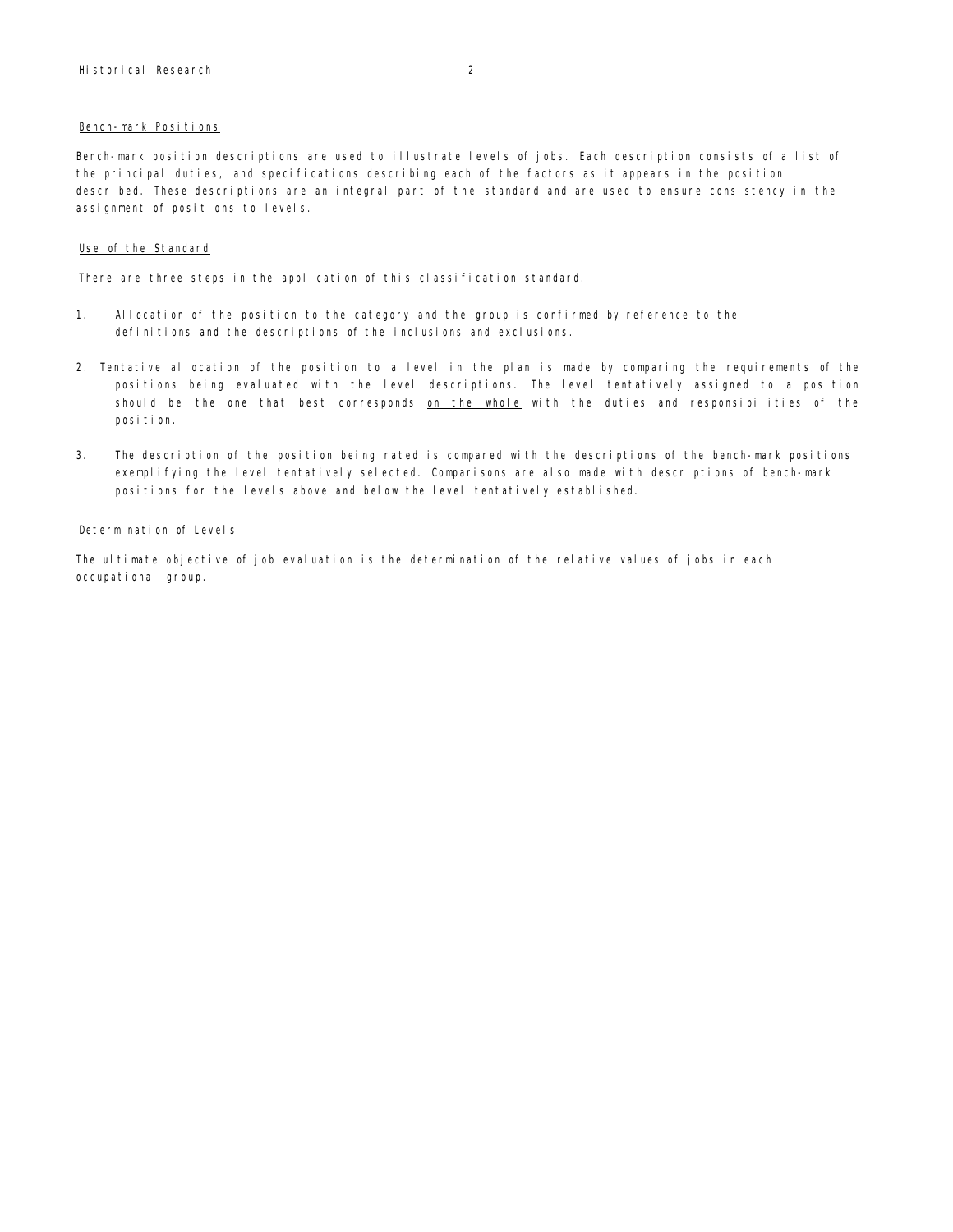## Bench-mark Positions

Bench-mark position descriptions are used to illustrate levels of jobs. Each description consists of a list of the principal duties, and specifications describing each of the factors as it appears in the position described. These descriptions are an integral part of the standard and are used to ensure consistency in the assignment of positions to levels.

## Use of the Standard

There are three steps in the application of this classification standard.

1. Allocation of the position to the category and the group is confirmed by reference to the definitions and the descriptions of the inclusions and exclusions.

2. Tentative allocation of the position to a level in the plan is made by comparing the requirements of the positions being evaluated with the level descriptions. The level tentatively assigned to a position should be the one that best corresponds on the whole with the duties and responsibilities of the position.

3. The description of the position being rated is compared with the descriptions of the bench-mark positions exemplifying the level tentatively selected. Comparisons are also made with descriptions of bench-mark positions for the levels above and below the level tentatively established.

## Determination of Levels

The ultimate objective of job evaluation is the determination of the relative values of jobs in each occupational group.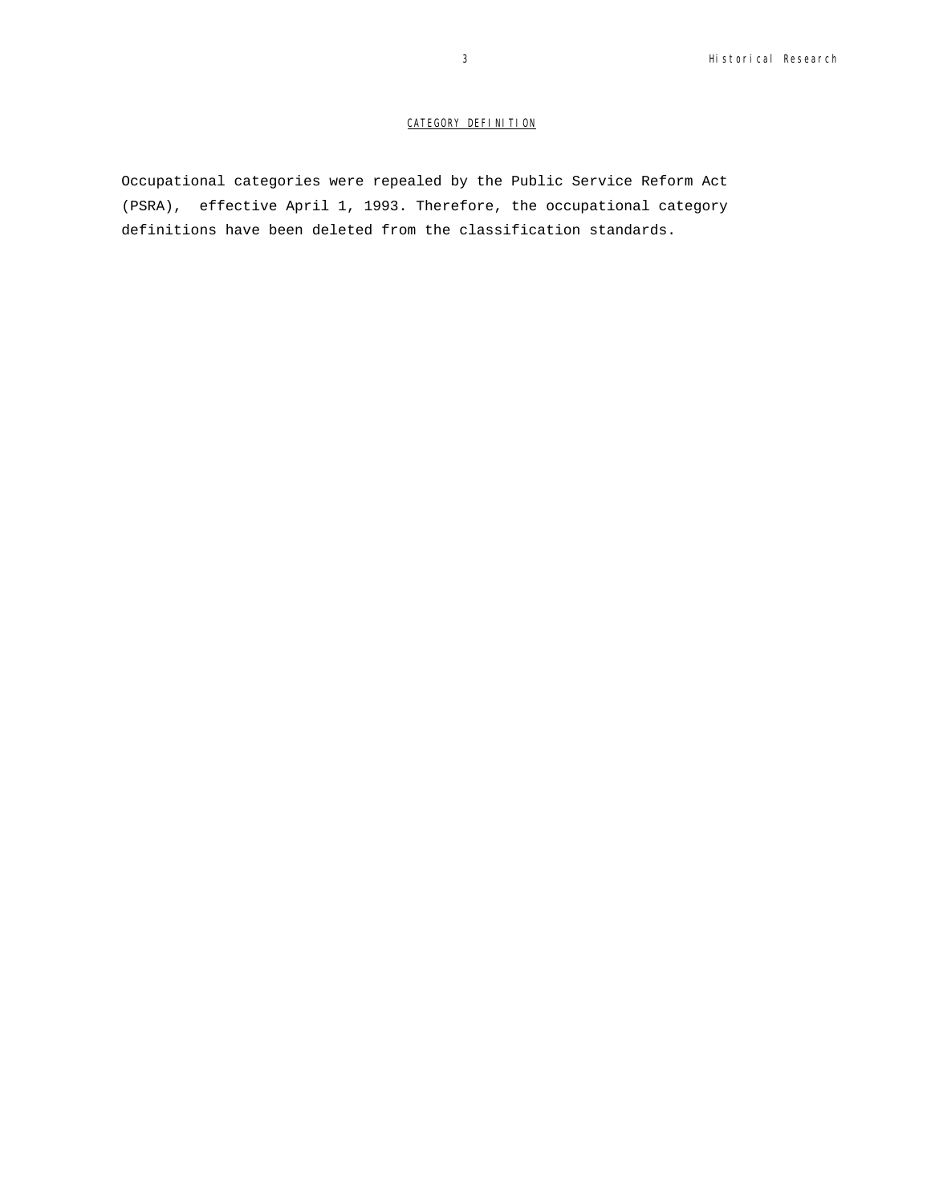## CATEGORY DEFINITION

Occupational categories were repealed by the Public Service Reform Act (PSRA), effective April 1, 1993. Therefore, the occupational category definitions have been deleted from the classification standards.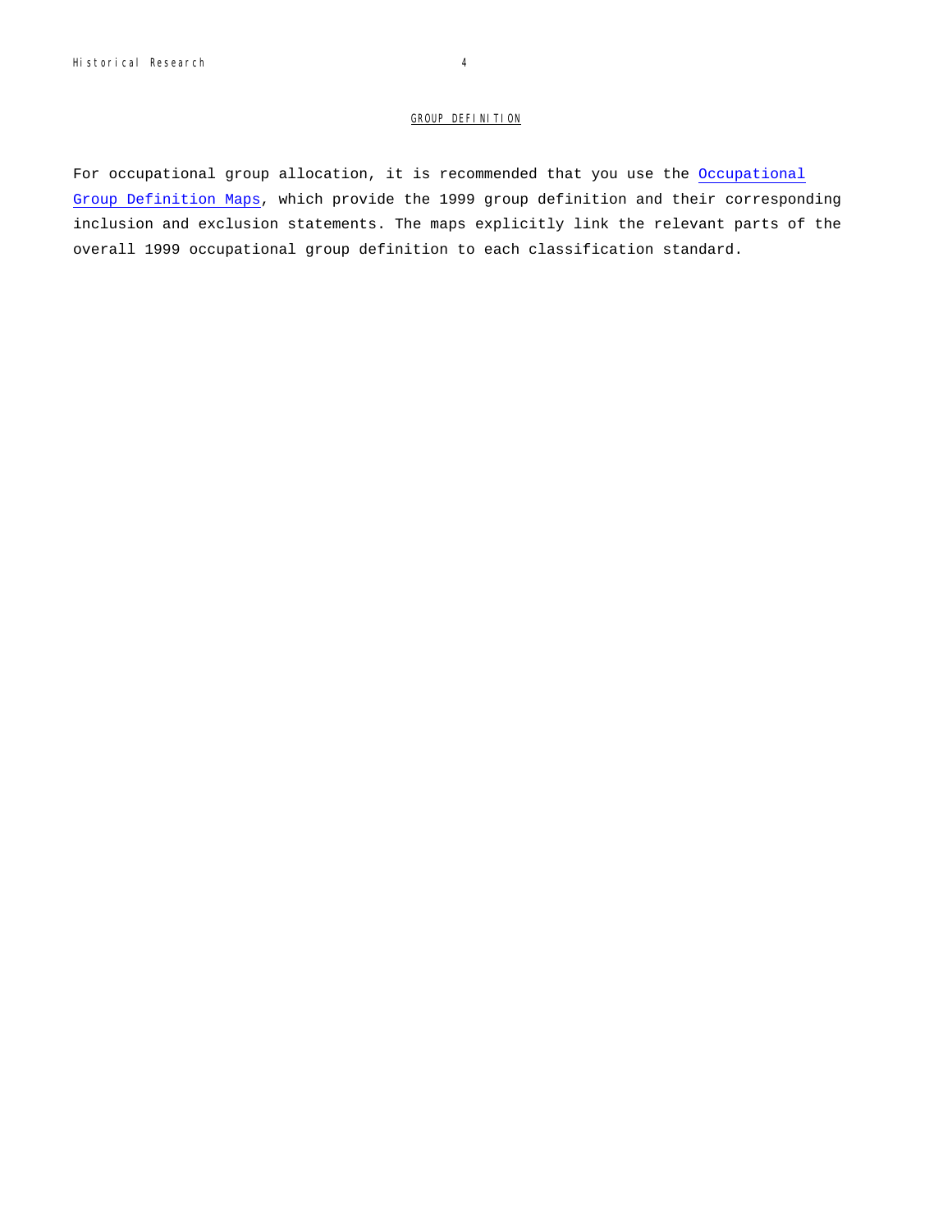## GROUP DEFINITION

For occupational group allocation, it is recommended that you use the Occupational Group Definition Maps, which provide the 1999 group definition and their corresponding inclusion and exclusion statements. The maps explicitly link the relevant parts of the overall 1999 occupational group definition to each classification standard.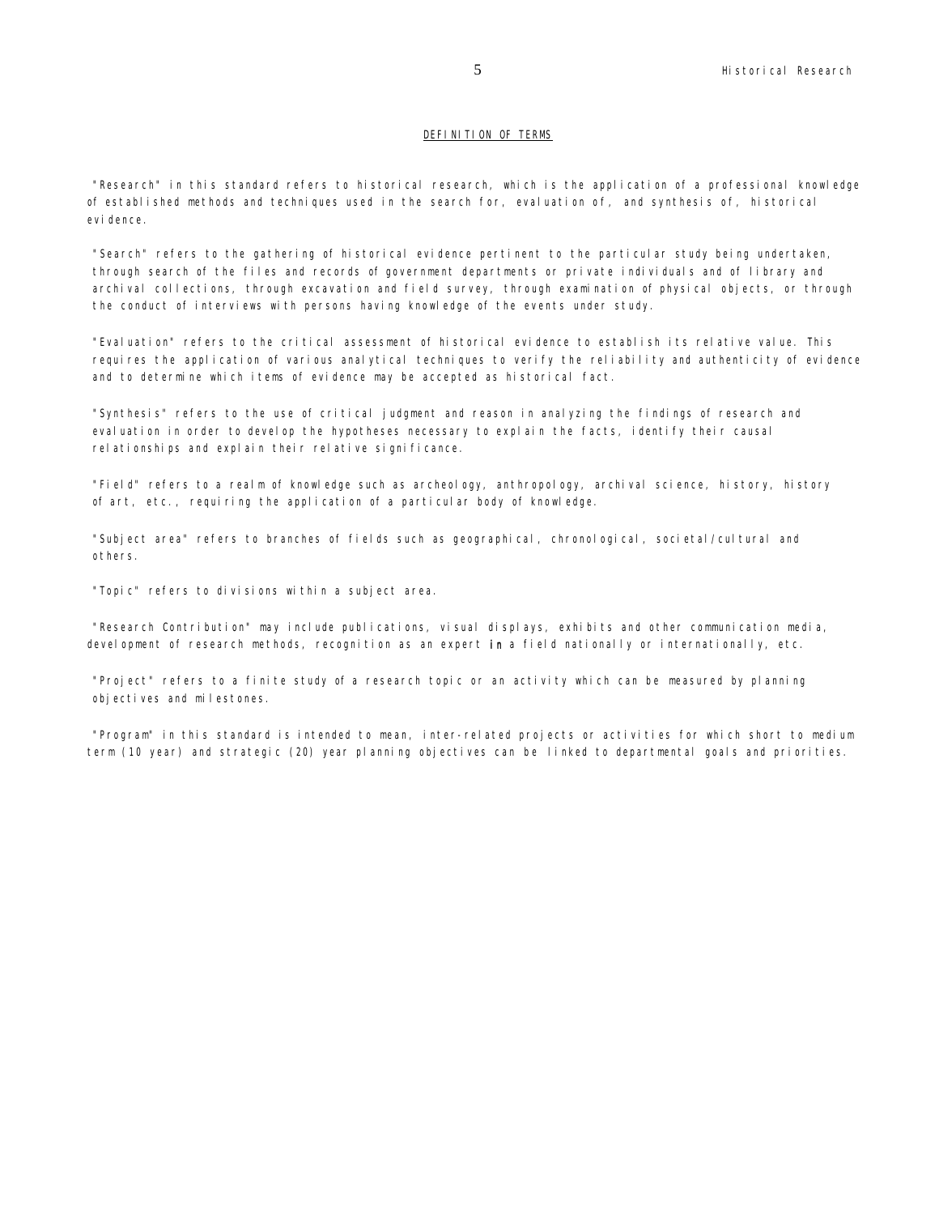## DEFINITION OF TERMS

"Research" in this standard refers to historical research, which is the application of a professional knowledge of established methods and techniques used in the search for, evaluation of, and synthesis of, historical evidence.

"Search" refers to the gathering of historical evidence pertinent to the particular study being undertaken, through search of the files and records of government departments or private individuals and of library and archival collections, through excavation and field survey, through examination of physical objects, or through the conduct of interviews with persons having knowledge of the events under study.

"Evaluation" refers to the critical assessment of historical evidence to establish its relative value. This requires the application of various analytical techniques to verify the reliability and authenticity of evidence and to determine which items of evidence may be accepted as historical fact.

"Synthesis" refers to the use of critical judgment and reason in analyzing the findings of research and evaluation in order to develop the hypotheses necessary to explain the facts, identify their causal relationships and explain their relative significance.

"Field" refers to a realm of knowledge such as archeology, anthropology, archival science, history, history of art, etc., requiring the application of a particular body of knowledge.

"Subject area" refers to branches of fields such as geographical, chronological, societal/cultural and others.

"Topic" refers to divisions within a subject area.

"Research Contribution" may include publications, visual displays, exhibits and other communication media, development of research methods, recognition as an expert in a field nationally or internationally, etc.

"Project" refers to a finite study of a research topic or an activity which can be measured by planning objectives and milestones.

"Program" in this standard is intended to mean, inter-related projects or activities for which short to medium term (10 year) and strategic (20) year planning objectives can be linked to departmental goals and priorities.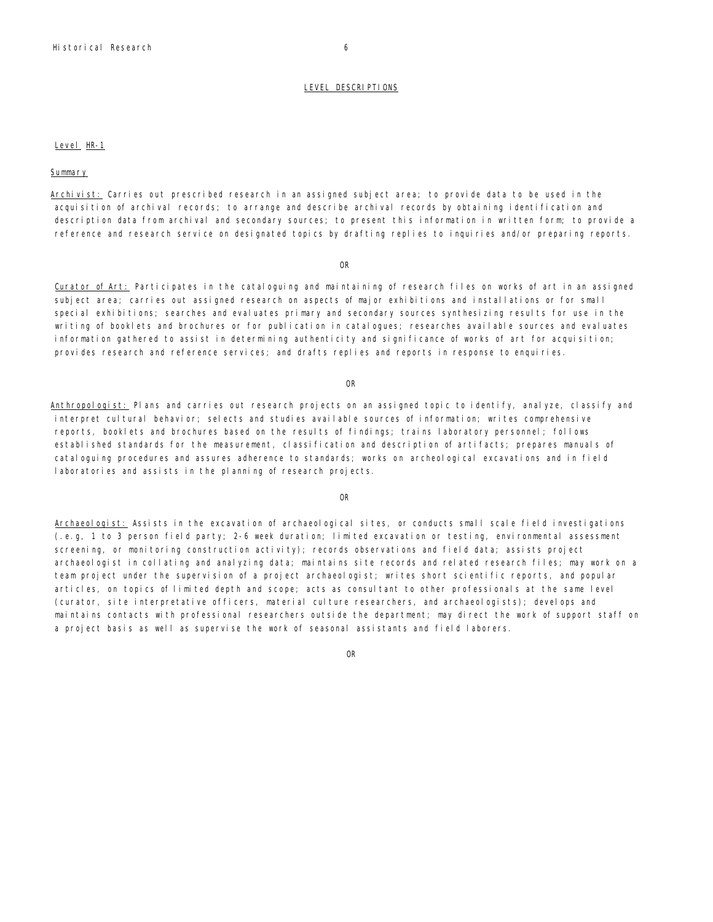## LEVEL DESCRIPTIONS

### Level HR-1

**Summary**

Archivist: Carries out prescribed research in an assigned subject area; to provide data to be used in the acquisition of archival records; to arrange and describe archival records by obtaining identification and description data from archival and secondary sources; to present this information in written form; to provide a reference and research service on designated topics by drafting replies to inquiries and/or preparing reports.

OR

Curator of Art: Participates in the cataloguing and maintaining of research files on works of art in an assigned subject area; carries out assigned research on aspects of major exhibitions and installations or for small special exhibitions; searches and evaluates primary and secondary sources synthesizing results for use in the writing of booklets and brochures or for publication in catalogues; researches available sources and evaluates information gathered to assist in determining authenticity and significance of works of art for acquisition; provides research and reference services; and drafts replies and reports in response to enquiries.

OR

Anthropologist: Plans and carries out research projects on an assigned topic to identify, analyze, classify and interpret cultural behavior; selects and studies available sources of information; writes comprehensive reports, booklets and brochures based on the results of findings; trains laboratory personnel; follows established standards for the measurement, classification and description of artifacts; prepares manuals of cataloguing procedures and assures adherence to standards; works on archeological excavations and in field laboratories and assists in the planning of research projects.

OR

Archaeologist: Assists in the excavation of archaeological sites, or conducts small scale field investigations (.e.g, 1 to 3 person field party; 2-6 week duration; limited excavation or testing, environmental assessment screening, or monitoring construction activity); records observations and field data; assists project archaeologist in collating and analyzing data; maintains site records and related research files; may work on a team project under the supervision of a project archaeologist; writes short scientific reports, and popular articles, on topics of limited depth and scope; acts as consultant to other professionals at the same level (curator, site interpretative officers, material culture researchers, and archaeologists); develops and maintains contacts with professional researchers outside the department; may direct the work of support staff on a project basis as well as supervise the work of seasonal assistants and field laborers.

OR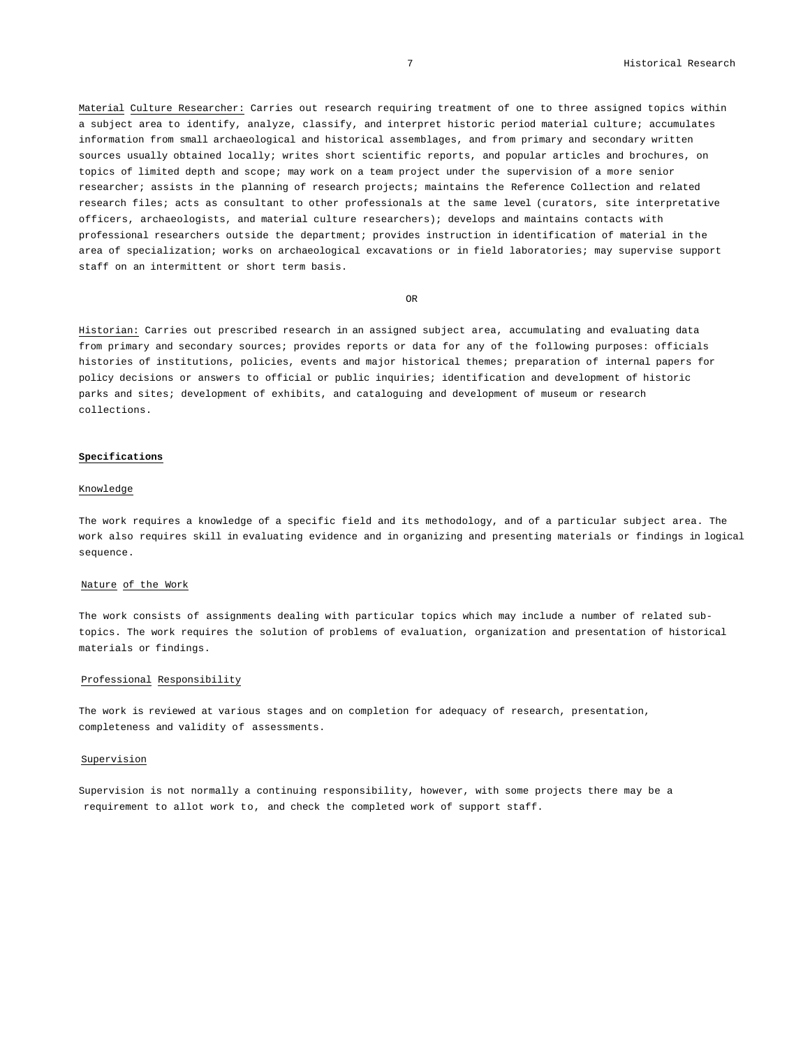Material Culture Researcher: Carries out research requiring treatment of one to three assigned topics within a subject area to identify, analyze, classify, and interpret historic period material culture; accumulates information from small archaeological and historical assemblages, and from primary and secondary written sources usually obtained locally; writes short scientific reports, and popular articles and brochures, on topics of limited depth and scope; may work on a team project under the supervision of a more senior researcher; assists in the planning of research projects; maintains the Reference Collection and related research files; acts as consultant to other professionals at the same level (curators, site interpretative officers, archaeologists, and material culture researchers); develops and maintains contacts with professional researchers outside the department; provides instruction in identification of material in the area of specialization; works on archaeological excavations or in field laboratories; may supervise support staff on an intermittent or short term basis.

OR

Historian: Carries out prescribed research in an assigned subject area, accumulating and evaluating data from primary and secondary sources; provides reports or data for any of the following purposes: officials histories of institutions, policies, events and major historical themes; preparation of internal papers for policy decisions or answers to official or public inquiries; identification and development of historic parks and sites; development of exhibits, and cataloguing and development of museum or research collections.

**Specifications**

Knowledge

The work requires a knowledge of a specific field and its methodology, and of a particular subject area. The work also requires skill in evaluating evidence and in organizing and presenting materials or findings in logical sequence.

Nature of the Work

The work consists of assignments dealing with particular topics which may include a number of related sub-topics. The work requires the solution of problems of evaluation, organization and presentation of historical materials or findings.

Professional Responsibility

The work is reviewed at various stages and on completion for adequacy of research, presentation, completeness and validity of assessments.

Supervision

Supervision is not normally a continuing responsibility, however, with some projects there may be a requirement to allot work to, and check the completed work of support staff.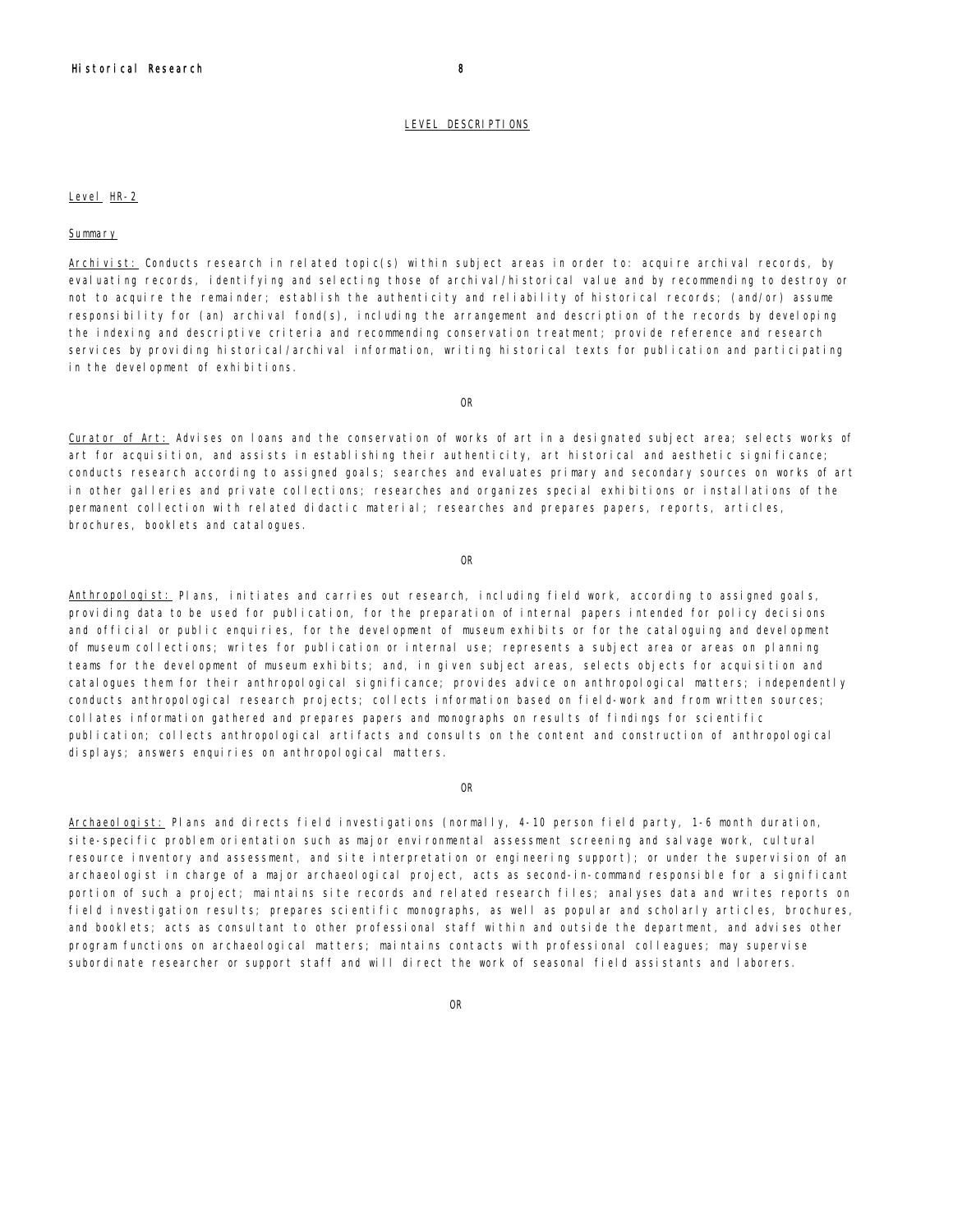## LEVEL DESCRIPTIONS

### Level HR-2

#### Summary

Archivist: Conducts research in related topic(s) within subject areas in order to: acquire archival records, by evaluating records, identifying and selecting those of archival/historical value and by recommending to destroy or not to acquire the remainder; establish the authenticity and reliability of historical records; (and/or) assume responsibility for (an) archival fond(s), including the arrangement and description of the records by developing the indexing and descriptive criteria and recommending conservation treatment; provide reference and research services by providing historical/archival information, writing historical texts for publication and participating in the development of exhibitions.

OR

Curator of Art: Advises on loans and the conservation of works of art in a designated subject area; selects works of art for acquisition, and assists in establishing their authenticity, art historical and aesthetic significance; conducts research according to assigned goals; searches and evaluates primary and secondary sources on works of art in other galleries and private collections; researches and organizes special exhibitions or installations of the permanent collection with related didactic material; researches and prepares papers, reports, articles, brochures, booklets and catalogues.

OR

Anthropologist: Plans, initiates and carries out research, including field work, according to assigned goals, providing data to be used for publication, for the preparation of internal papers intended for policy decisions and official or public enquiries, for the development of museum exhibits or for the cataloguing and development of museum collections; writes for publication or internal use; represents a subject area or areas on planning teams for the development of museum exhibits; and, in given subject areas, selects objects for acquisition and catalogues them for their anthropological significance; provides advice on anthropological matters; independently conducts anthropological research projects; collects information based on field-work and from written sources; collates information gathered and prepares papers and monographs on results of findings for scientific publication; collects anthropological artifacts and consults on the content and construction of anthropological displays; answers enquiries on anthropological matters.

OR

Archaeologist: Plans and directs field investigations (normally, 4-10 person field party, 1-6 month duration, site-specific problem orientation such as major environmental assessment screening and salvage work, cultural resource inventory and assessment, and site interpretation or engineering support); or under the supervision of an archaeologist in charge of a major archaeological project, acts as second-in-command responsible for a significant portion of such a project; maintains site records and related research files; analyses data and writes reports on field investigation results; prepares scientific monographs, as well as popular and scholarly articles, brochures, and booklets; acts as consultant to other professional staff within and outside the department, and advises other program functions on archaeological matters; maintains contacts with professional colleagues; may supervise subordinate researcher or support staff and will direct the work of seasonal field assistants and laborers.

OR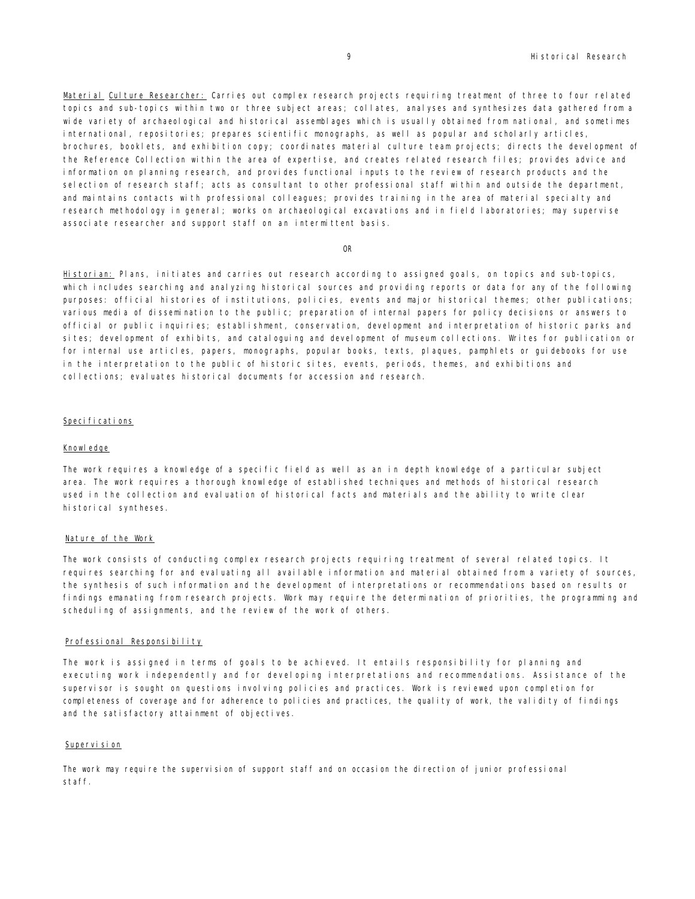Material Culture Researcher: Carries out complex research projects requiring treatment of three to four related topics and sub-topics within two or three subject areas; collates, analyses and synthesizes data gathered from a wide variety of archaeological and historical assemblages which is usually obtained from national, and sometimes international, repositories; prepares scientific monographs, as well as popular and scholarly articles, brochures, booklets, and exhibition copy; coordinates material culture team projects; directs the development of the Reference Collection within the area of expertise, and creates related research files; provides advice and information on planning research, and provides functional inputs to the review of research products and the selection of research staff; acts as consultant to other professional staff within and outside the department, and maintains contacts with professional colleagues; provides training in the area of material specialty and research methodology in general; works on archaeological excavations and in field laboratories; may supervise associate researcher and support staff on an intermittent basis.

OR

Historian: Plans, initiates and carries out research according to assigned goals, on topics and sub-topics, which includes searching and analyzing historical sources and providing reports or data for any of the following purposes: official histories of institutions, policies, events and major historical themes; other publications; various media of dissemination to the public; preparation of internal papers for policy decisions or answers to official or public inquiries; establishment, conservation, development and interpretation of historic parks and sites; development of exhibits, and cataloguing and development of museum collections. Writes for publication or for internal use articles, papers, monographs, popular books, texts, plaques, pamphlets or guidebooks for use in the interpretation to the public of historic sites, events, periods, themes, and exhibitions and collections; evaluates historical documents for accession and research.

## Specifications

### Knowledge

The work requires a knowledge of a specific field as well as an in depth knowledge of a particular subject area. The work requires a thorough knowledge of established techniques and methods of historical research used in the collection and evaluation of historical facts and materials and the ability to write clear historical syntheses.

### Nature of the Work

The work consists of conducting complex research projects requiring treatment of several related topics. It requires searching for and evaluating all available information and material obtained from a variety of sources, the synthesis of such information and the development of interpretations or recommendations based on results or findings emanating from research projects. Work may require the determination of priorities, the programming and scheduling of assignments, and the review of the work of others.

### Professional Responsibility

The work is assigned in terms of goals to be achieved. It entails responsibility for planning and executing work independently and for developing interpretations and recommendations. Assistance of the supervisor is sought on questions involving policies and practices. Work is reviewed upon completion for completeness of coverage and for adherence to policies and practices, the quality of work, the validity of findings and the satisfactory attainment of objectives.

### Supervision

The work may require the supervision of support staff and on occasion the direction of junior professional staff.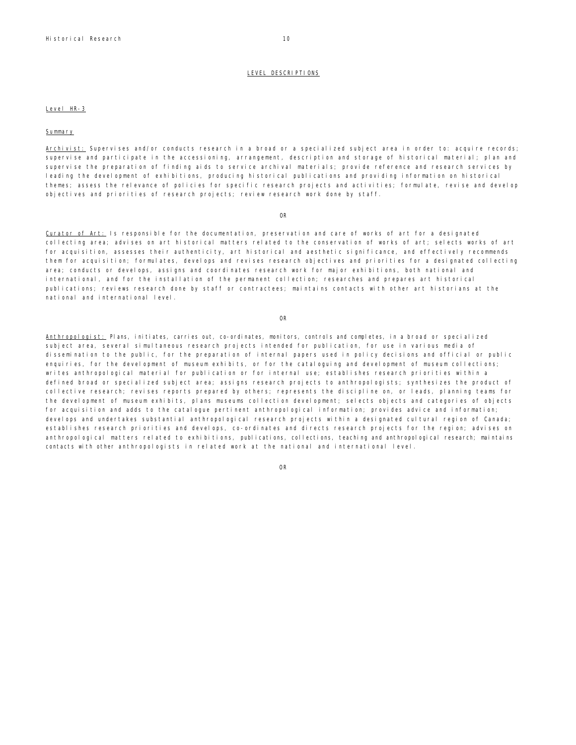## LEVEL DESCRIPTIONS

### Level HR-3

#### Summary

Archivist: Supervises and/or conducts research in a broad or a specialized subject area in order to: acquire records; supervise and participate in the accessioning, arrangement, description and storage of historical material; plan and supervise the preparation of finding aids to service archival materials; provide reference and research services by leading the development of exhibitions, producing historical publications and providing information on historical themes; assess the relevance of policies for specific research projects and activities; formulate, revise and develop objectives and priorities of research projects; review research work done by staff.

OR

Curator of Art: Is responsible for the documentation, preservation and care of works of art for a designated collecting area; advises on art historical matters related to the conservation of works of art; selects works of art for acquisition, assesses their authenticity, art historical and aesthetic significance, and effectively recommends them for acquisition; formulates, develops and revises research objectives and priorities for a designated collecting area; conducts or develops, assigns and coordinates research work for major exhibitions, both national and international, and for the installation of the permanent collection; researches and prepares art historical publications; reviews research done by staff or contractees; maintains contacts with other art historians at the national and international level.

OR

Anthropologist: Plans, initiates, carries out, co-ordinates, monitors, controls and completes, in a broad or specialized subject area, several simultaneous research projects intended for publication, for use in various media of dissemination to the public, for the preparation of internal papers used in policy decisions and official or public enquiries, for the development of museum exhibits, or for the cataloguing and development of museum collections; writes anthropological material for publication or for internal use; establishes research priorities within a defined broad or specialized subject area; assigns research projects to anthropologists; synthesizes the product of collective research; revises reports prepared by others; represents the discipline on, or leads, planning teams for the development of museum exhibits, plans museums collection development; selects objects and categories of objects for acquisition and adds to the catalogue pertinent anthropological information; provides advice and information; develops and undertakes substantial anthropological research projects within a designated cultural region of Canada; establishes research priorities and develops, co-ordinates and directs research projects for the region; advises on anthropological matters related to exhibitions, publications, collections, teaching and anthropological research; maintains contacts with other anthropologists in related work at the national and international level.

OR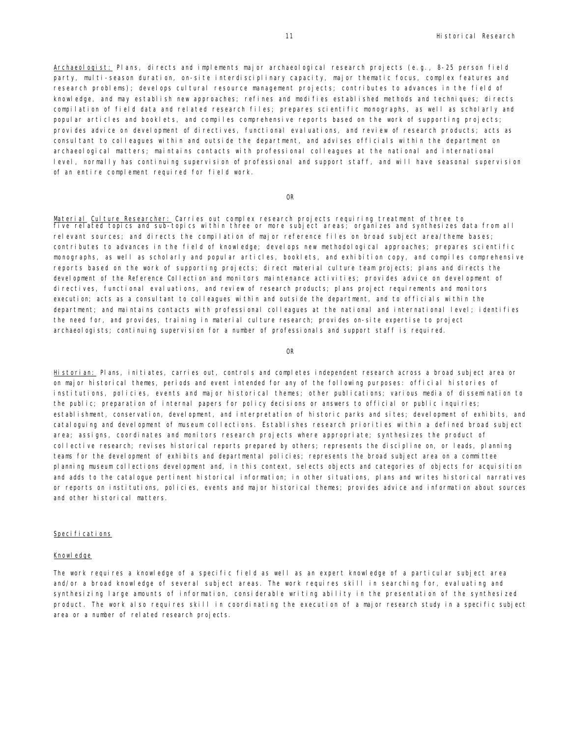<u>Archaeologist:</u> Plans, directs and implements major archaeological research projects (e.g., 8-25 person field party, multi-season duration, on-site interdisciplinary capacity, major thematic focus, complex features and research problems); develops cultural resource management projects; contributes to advances in the field of knowledge, and may establish new approaches; refines and modifies established methods and techniques; directs compilation of field data and related research files; prepares scientific monographs, as well as scholarly and popular articles and booklets, and compiles comprehensive reports based on the work of supporting projects; provides advice on development of directives, functional evaluations, and review of research products; acts as consultant to colleagues within and outside the department, and advises officials within the department on archaeological matters; maintains contacts with professional colleagues at the national and international level, normally has continuing supervision of professional and support staff, and will have seasonal supervision of an entire complement required for field work.

OR

<u>Material Culture Researcher:</u> Carries out complex research projects requiring treatment of three to five related topics and sub-topics within three or more subject areas; organizes and synthesizes data from all relevant sources; and directs the compilation of major reference files on broad subject area/theme bases; contributes to advances in the field of knowledge; develops new methodological approaches; prepares scientific monographs, as well as scholarly and popular articles, booklets, and exhibition copy, and compiles comprehensive reports based on the work of supporting projects; direct material culture team projects; plans and directs the development of the Reference Collection and monitors maintenance activities; provides advice on development of directives, functional evaluations, and review of research products; plans project requirements and monitors execution; acts as a consultant to colleagues within and outside the department, and to officials within the department; and maintains contacts with professional colleagues at the national and international level; identifies the need for, and provides, training in material culture research; provides on-site expertise to project archaeologists; continuing supervision for a number of professionals and support staff is required.

OR

<u>Historian:</u> Plans, initiates, carries out, controls and completes independent research across a broad subject area or on major historical themes, periods and event intended for any of the following purposes: official histories of institutions, policies, events and major historical themes; other publications; various media of dissemination to the public; preparation of internal papers for policy decisions or answers to official or public inquiries; establishment, conservation, development, and interpretation of historic parks and sites; development of exhibits, and cataloguing and development of museum collections. Establishes research priorities within a defined broad subject area; assigns, coordinates and monitors research projects where appropriate; synthesizes the product of collective research; revises historical reports prepared by others; represents the discipline on, or leads, planning teams for the development of exhibits and departmental policies; represents the broad subject area on a committee planning museum collections development and, in this context, selects objects and categories of objects for acquisition and adds to the catalogue pertinent historical information; in other situations, plans and writes historical narratives or reports on institutions, policies, events and major historical themes; provides advice and information about sources and other historical matters.

<u>Specifications</u>

<u>Knowledge</u>

The work requires a knowledge of a specific field as well as an expert knowledge of a particular subject area and/or a broad knowledge of several subject areas. The work requires skill in searching for, evaluating and synthesizing large amounts of information, considerable writing ability in the presentation of the synthesized product. The work also requires skill in coordinating the execution of a major research study in a specific subject area or a number of related research projects.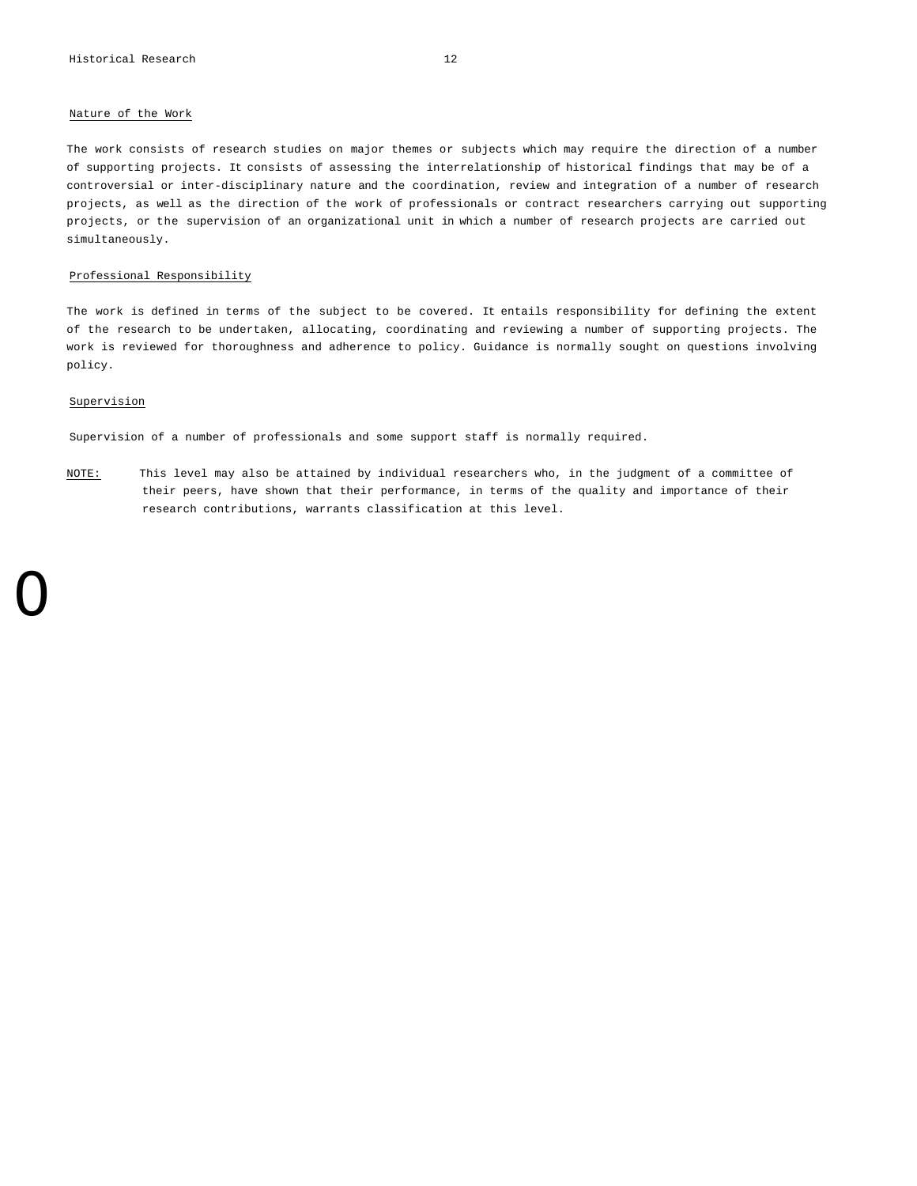Nature of the Work

The work consists of research studies on major themes or subjects which may require the direction of a number of supporting projects. It consists of assessing the interrelationship of historical findings that may be of a controversial or inter-disciplinary nature and the coordination, review and integration of a number of research projects, as well as the direction of the work of professionals or contract researchers carrying out supporting projects, or the supervision of an organizational unit in which a number of research projects are carried out simultaneously.

Professional Responsibility

The work is defined in terms of the subject to be covered. It entails responsibility for defining the extent of the research to be undertaken, allocating, coordinating and reviewing a number of supporting projects. The work is reviewed for thoroughness and adherence to policy. Guidance is normally sought on questions involving policy.

Supervision

Supervision of a number of professionals and some support staff is normally required.

NOTE: This level may also be attained by individual researchers who, in the judgment of a committee of their peers, have shown that their performance, in terms of the quality and importance of their research contributions, warrants classification at this level.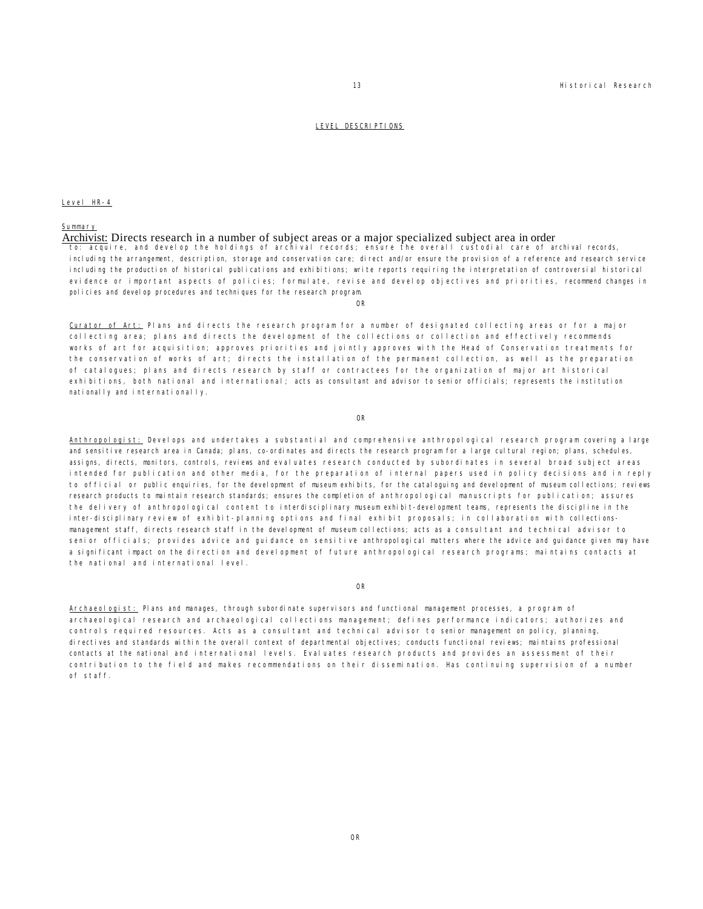## LEVEL DESCRIPTIONS

Level HR-4

Summary

Archivist: Directs research in a number of subject areas or a major specialized subject area in order to: acquire, and develop the holdings of archival records; ensure the overall custodial care of archival records, including the arrangement, description, storage and conservation care; direct and/or ensure the provision of a reference and research service including the production of historical publications and exhibitions; write reports requiring the interpretation of controversial historical evidence or important aspects of policies; formulate, revise and develop objectives and priorities, recommend changes in policies and develop procedures and techniques for the research program.

OR

Curator of Art: Plans and directs the research program for a number of designated collecting areas or for a major collecting area; plans and directs the development of the collections or collection and effectively recommends works of art for acquisition; approves priorities and jointly approves with the Head of Conservation treatments for the conservation of works of art; directs the installation of the permanent collection, as well as the preparation of catalogues; plans and directs research by staff or contractees for the organization of major art historical exhibitions, both national and international; acts as consultant and advisor to senior officials; represents the institution nationally and internationally.

OR

Anthropologist: Develops and undertakes a substantial and comprehensive anthropological research program covering a large and sensitive research area in Canada; plans, co-ordinates and directs the research program for a large cultural region; plans, schedules, assigns, directs, monitors, controls, reviews and evaluates research conducted by subordinates in several broad subject areas intended for publication and other media, for the preparation of internal papers used in policy decisions and in reply to official or public enquiries, for the development of museum exhibits, for the cataloguing and development of museum collections; reviews research products to maintain research standards; ensures the completion of anthropological manuscripts for publication; assures the delivery of anthropological content to interdisciplinary museum exhibit-development teams, represents the discipline in the inter-disciplinary review of exhibit-planning options and final exhibit proposals; in collaboration with collections-management staff, directs research staff in the development of museum collections; acts as a consultant and technical advisor to senior officials; provides advice and guidance on sensitive anthropological matters where the advice and guidance given may have a significant impact on the direction and development of future anthropological research programs; maintains contacts at the national and international level.

OR

Archaeologist: Plans and manages, through subordinate supervisors and functional management processes, a program of archaeological research and archaeological collections management; defines performance indicators; authorizes and controls required resources. Acts as a consultant and technical advisor to senior management on policy, planning, directives and standards within the overall context of departmental objectives; conducts functional reviews; maintains professional contacts at the national and international levels. Evaluates research products and provides an assessment of their contribution to the field and makes recommendations on their dissemination. Has continuing supervision of a number of staff.

OR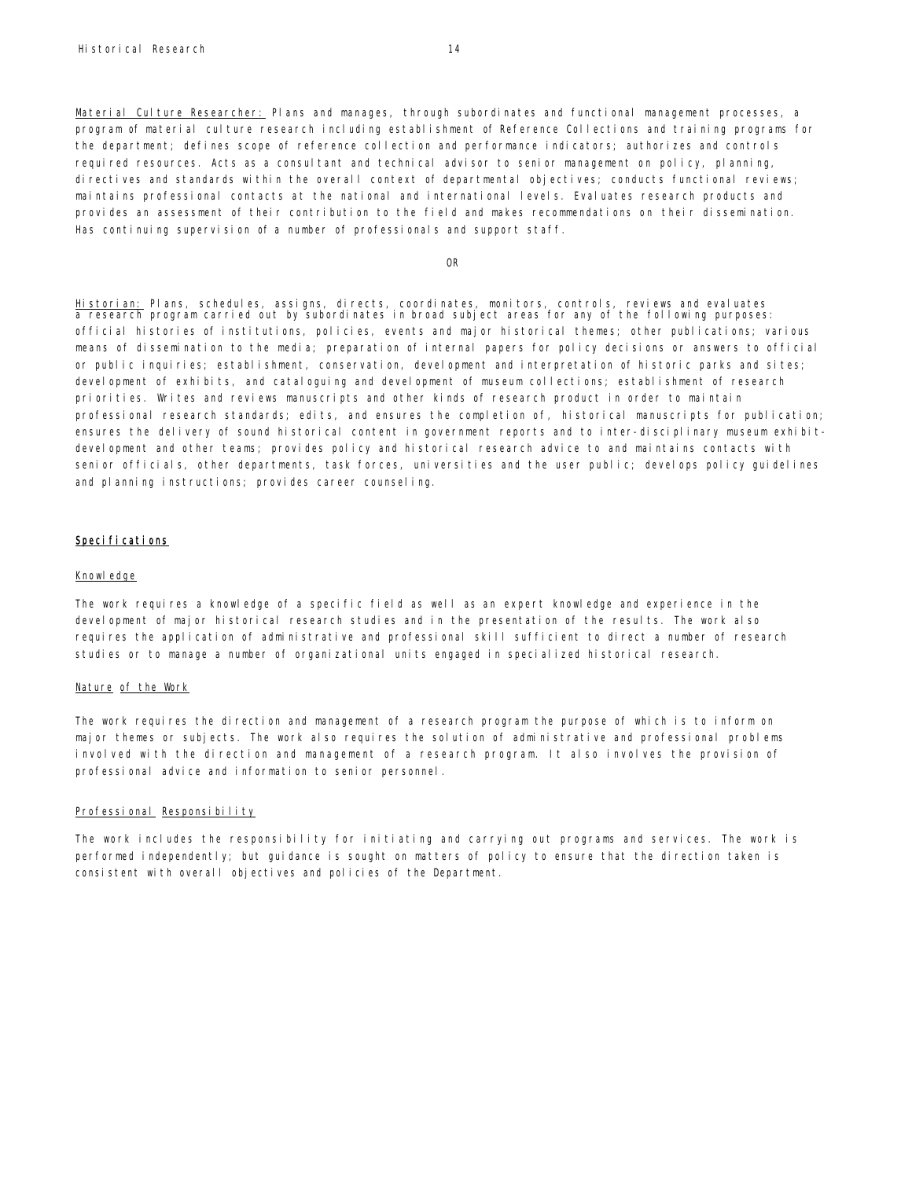Material Culture Researcher: Plans and manages, through subordinates and functional management processes, a program of material culture research including establishment of Reference Collections and training programs for the department; defines scope of reference collection and performance indicators; authorizes and controls required resources. Acts as a consultant and technical advisor to senior management on policy, planning, directives and standards within the overall context of departmental objectives; conducts functional reviews; maintains professional contacts at the national and international levels. Evaluates research products and provides an assessment of their contribution to the field and makes recommendations on their dissemination. Has continuing supervision of a number of professionals and support staff.

OR

Historian: Plans, schedules, assigns, directs, coordinates, monitors, controls, reviews and evaluates a research program carried out by subordinates in broad subject areas for any of the following purposes: official histories of institutions, policies, events and major historical themes; other publications; various means of dissemination to the media; preparation of internal papers for policy decisions or answers to official or public inquiries; establishment, conservation, development and interpretation of historic parks and sites; development of exhibits, and cataloguing and development of museum collections; establishment of research priorities. Writes and reviews manuscripts and other kinds of research product in order to maintain professional research standards; edits, and ensures the completion of, historical manuscripts for publication; ensures the delivery of sound historical content in government reports and to inter-disciplinary museum exhibit-development and other teams; provides policy and historical research advice to and maintains contacts with senior officials, other departments, task forces, universities and the user public; develops policy guidelines and planning instructions; provides career counseling.

## Specifications

### Knowledge

The work requires a knowledge of a specific field as well as an expert knowledge and experience in the development of major historical research studies and in the presentation of the results. The work also requires the application of administrative and professional skill sufficient to direct a number of research studies or to manage a number of organizational units engaged in specialized historical research.

### Nature of the Work

The work requires the direction and management of a research program the purpose of which is to inform on major themes or subjects. The work also requires the solution of administrative and professional problems involved with the direction and management of a research program. It also involves the provision of professional advice and information to senior personnel.

### Professional Responsibility

The work includes the responsibility for initiating and carrying out programs and services. The work is performed independently; but guidance is sought on matters of policy to ensure that the direction taken is consistent with overall objectives and policies of the Department.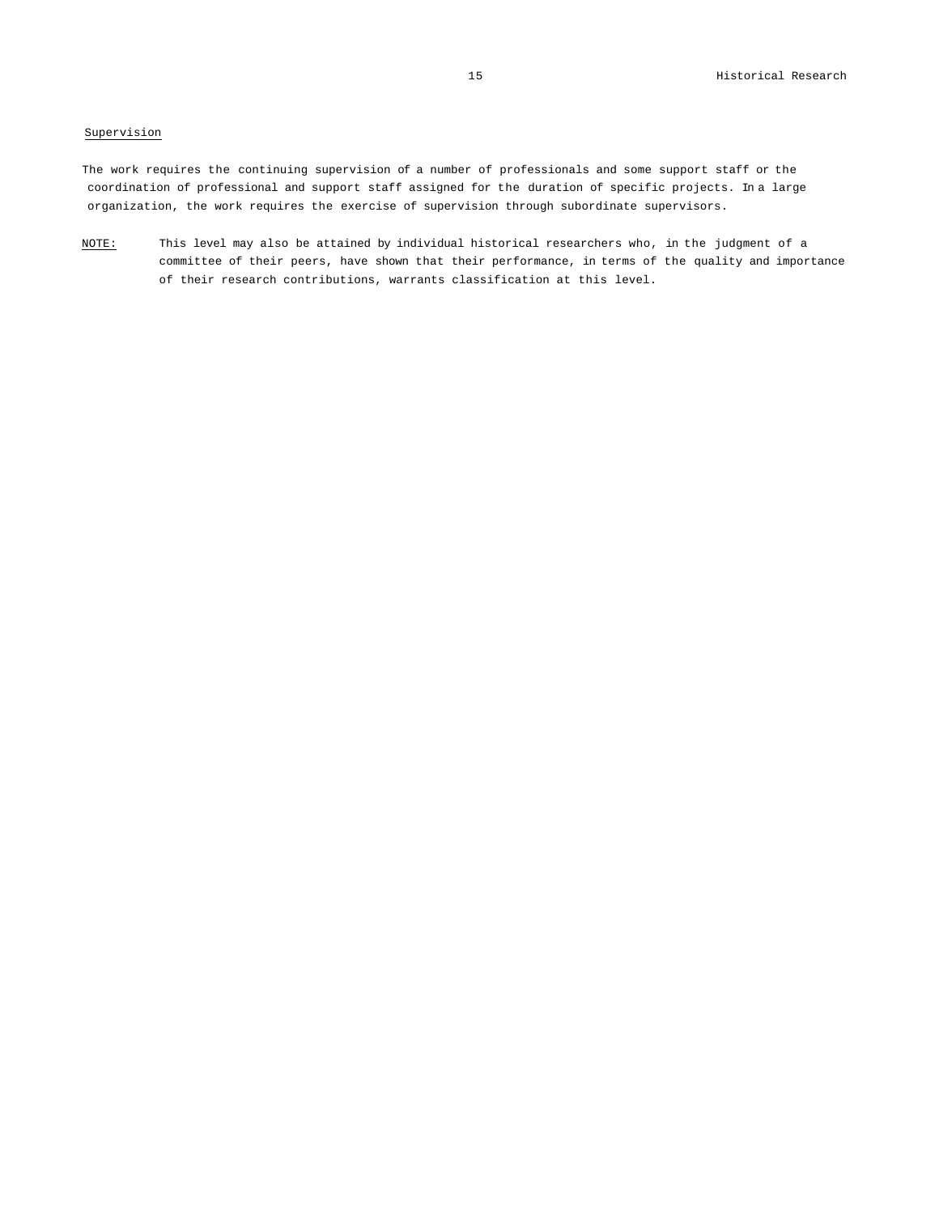Supervision

The work requires the continuing supervision of a number of professionals and some support staff or the coordination of professional and support staff assigned for the duration of specific projects. In a large organization, the work requires the exercise of supervision through subordinate supervisors.

NOTE: This level may also be attained by individual historical researchers who, in the judgment of a committee of their peers, have shown that their performance, in terms of the quality and importance of their research contributions, warrants classification at this level.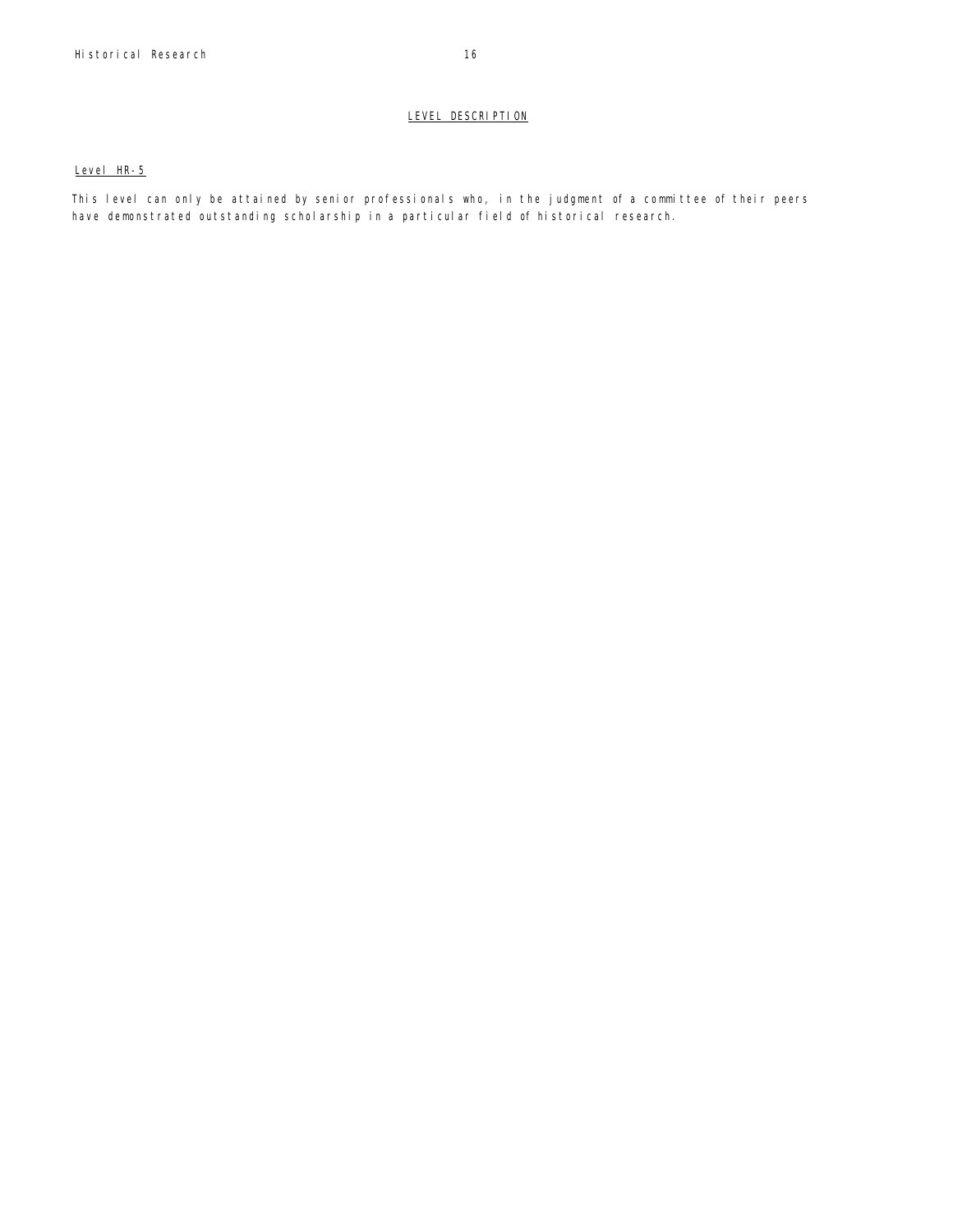## LEVEL DESCRIPTION

### Level HR-5

This level can only be attained by senior professionals who, in the judgment of a committee of their peers have demonstrated outstanding scholarship in a particular field of historical research.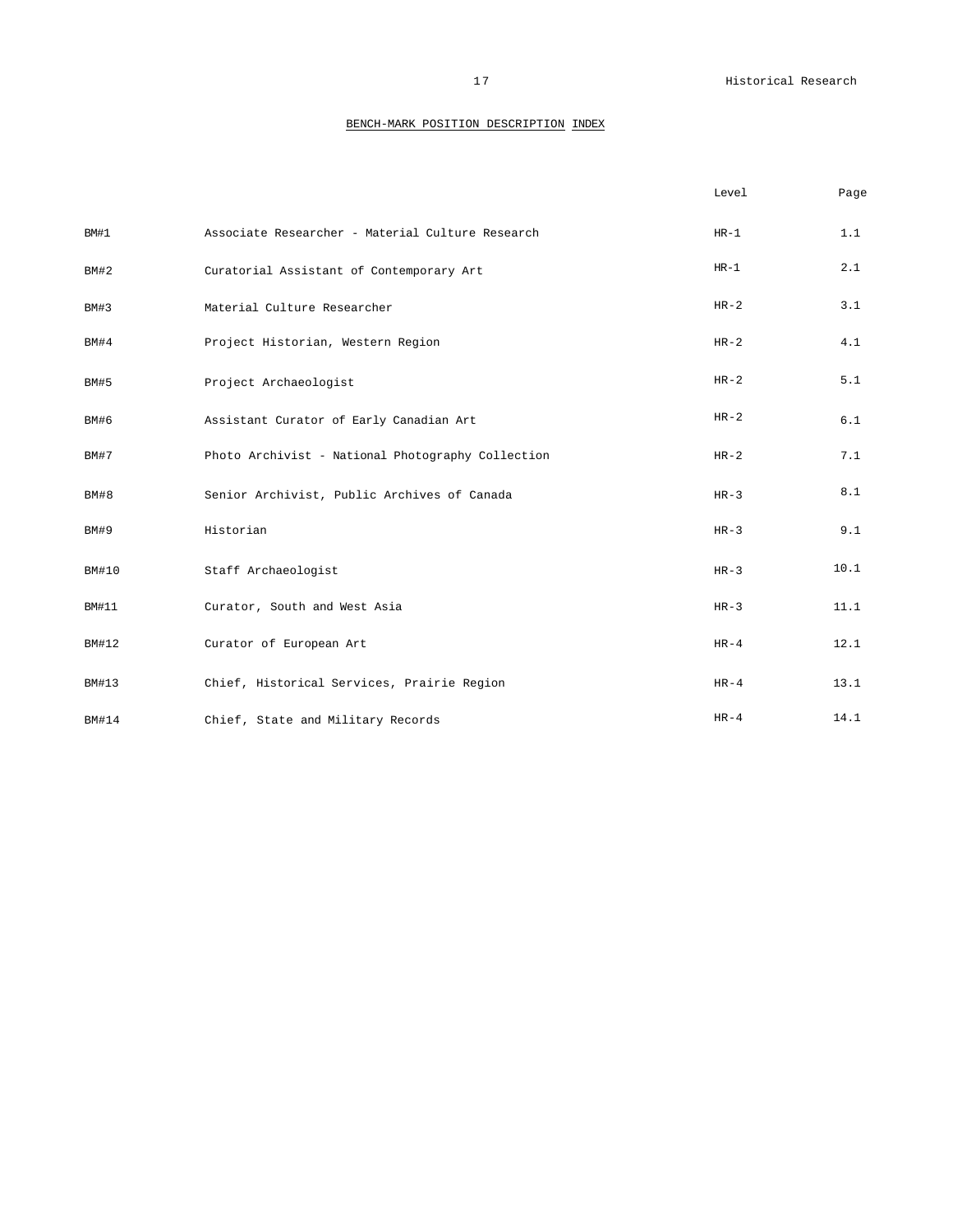## BENCH-MARK POSITION DESCRIPTION INDEX

| | | Level | Page |
|---|---|---|---|
| BM#1 | Associate Researcher - Material Culture Research | HR-1 | 1.1 |
| BM#2 | Curatorial Assistant of Contemporary Art | HR-1 | 2.1 |
| BM#3 | Material Culture Researcher | HR-2 | 3.1 |
| BM#4 | Project Historian, Western Region | HR-2 | 4.1 |
| BM#5 | Project Archaeologist | HR-2 | 5.1 |
| BM#6 | Assistant Curator of Early Canadian Art | HR-2 | 6.1 |
| BM#7 | Photo Archivist - National Photography Collection | HR-2 | 7.1 |
| BM#8 | Senior Archivist, Public Archives of Canada | HR-3 | 8.1 |
| BM#9 | Historian | HR-3 | 9.1 |
| BM#10 | Staff Archaeologist | HR-3 | 10.1 |
| BM#11 | Curator, South and West Asia | HR-3 | 11.1 |
| BM#12 | Curator of European Art | HR-4 | 12.1 |
| BM#13 | Chief, Historical Services, Prairie Region | HR-4 | 13.1 |
| BM#14 | Chief, State and Military Records | HR-4 | 14.1 |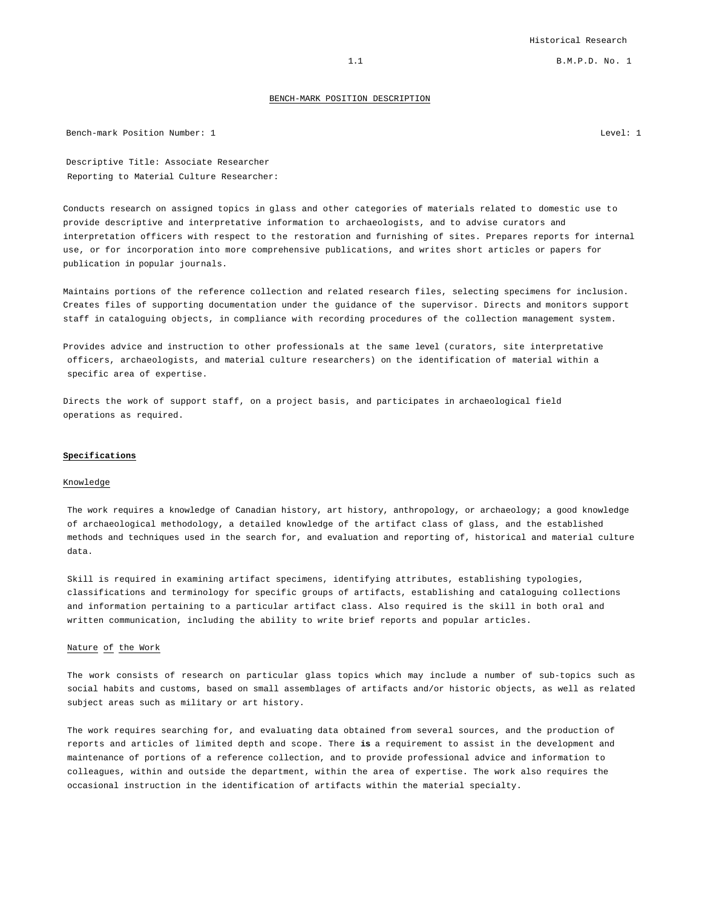## BENCH-MARK POSITION DESCRIPTION

Bench-mark Position Number: 1 Level: 1

Descriptive Title: Associate Researcher
Reporting to Material Culture Researcher:

Conducts research on assigned topics in glass and other categories of materials related to domestic use to provide descriptive and interpretative information to archaeologists, and to advise curators and interpretation officers with respect to the restoration and furnishing of sites. Prepares reports for internal use, or for incorporation into more comprehensive publications, and writes short articles or papers for publication in popular journals.

Maintains portions of the reference collection and related research files, selecting specimens for inclusion. Creates files of supporting documentation under the guidance of the supervisor. Directs and monitors support staff in cataloguing objects, in compliance with recording procedures of the collection management system.

Provides advice and instruction to other professionals at the same level (curators, site interpretative officers, archaeologists, and material culture researchers) on the identification of material within a specific area of expertise.

Directs the work of support staff, on a project basis, and participates in archaeological field operations as required.

### Specifications

#### Knowledge

The work requires a knowledge of Canadian history, art history, anthropology, or archaeology; a good knowledge of archaeological methodology, a detailed knowledge of the artifact class of glass, and the established methods and techniques used in the search for, and evaluation and reporting of, historical and material culture data.

Skill is required in examining artifact specimens, identifying attributes, establishing typologies, classifications and terminology for specific groups of artifacts, establishing and cataloguing collections and information pertaining to a particular artifact class. Also required is the skill in both oral and written communication, including the ability to write brief reports and popular articles.

#### Nature of the Work

The work consists of research on particular glass topics which may include a number of sub-topics such as social habits and customs, based on small assemblages of artifacts and/or historic objects, as well as related subject areas such as military or art history.

The work requires searching for, and evaluating data obtained from several sources, and the production of reports and articles of limited depth and scope. There **is** a requirement to assist in the development and maintenance of portions of a reference collection, and to provide professional advice and information to colleagues, within and outside the department, within the area of expertise. The work also requires the occasional instruction in the identification of artifacts within the material specialty.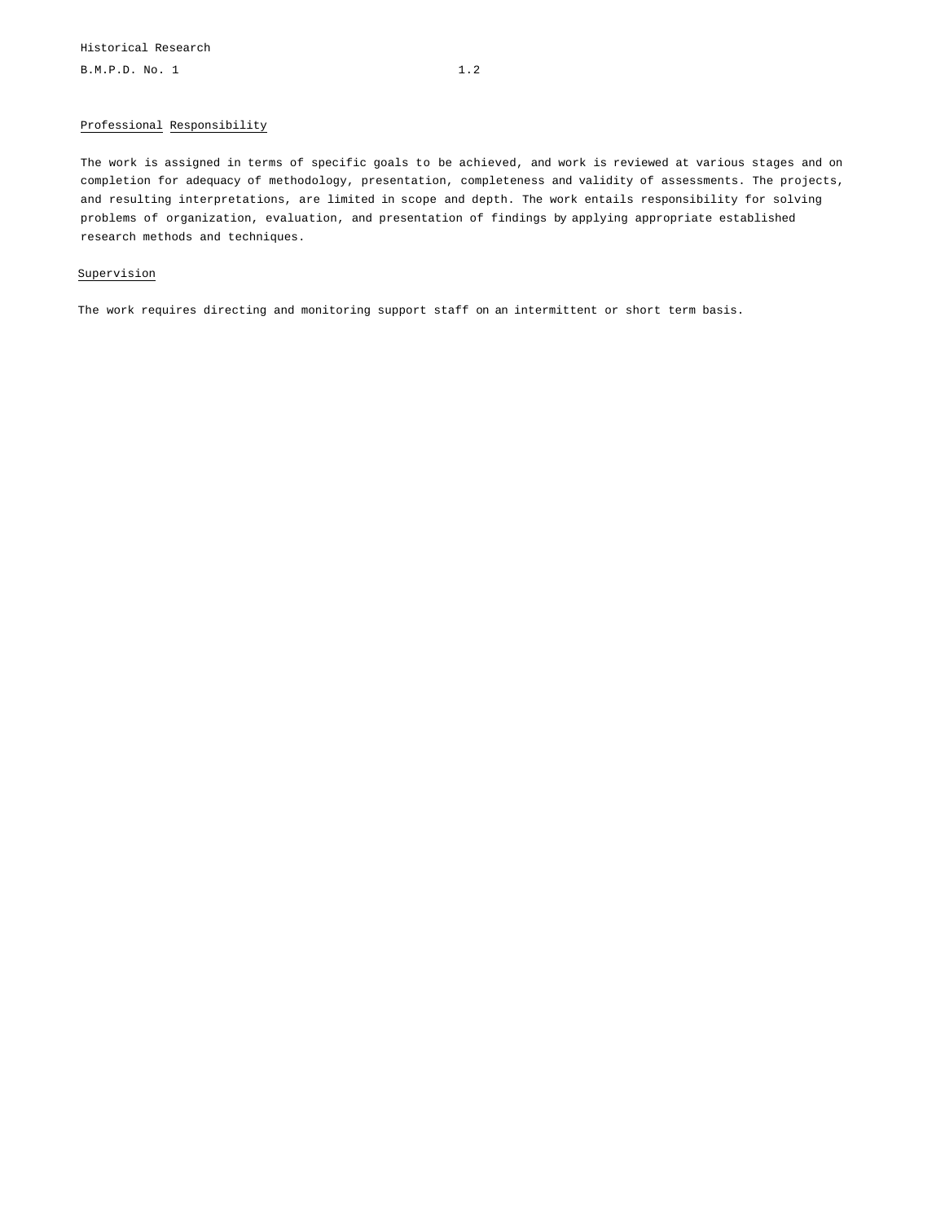### Professional Responsibility

The work is assigned in terms of specific goals to be achieved, and work is reviewed at various stages and on completion for adequacy of methodology, presentation, completeness and validity of assessments. The projects, and resulting interpretations, are limited in scope and depth. The work entails responsibility for solving problems of organization, evaluation, and presentation of findings by applying appropriate established research methods and techniques.

### Supervision

The work requires directing and monitoring support staff on an intermittent or short term basis.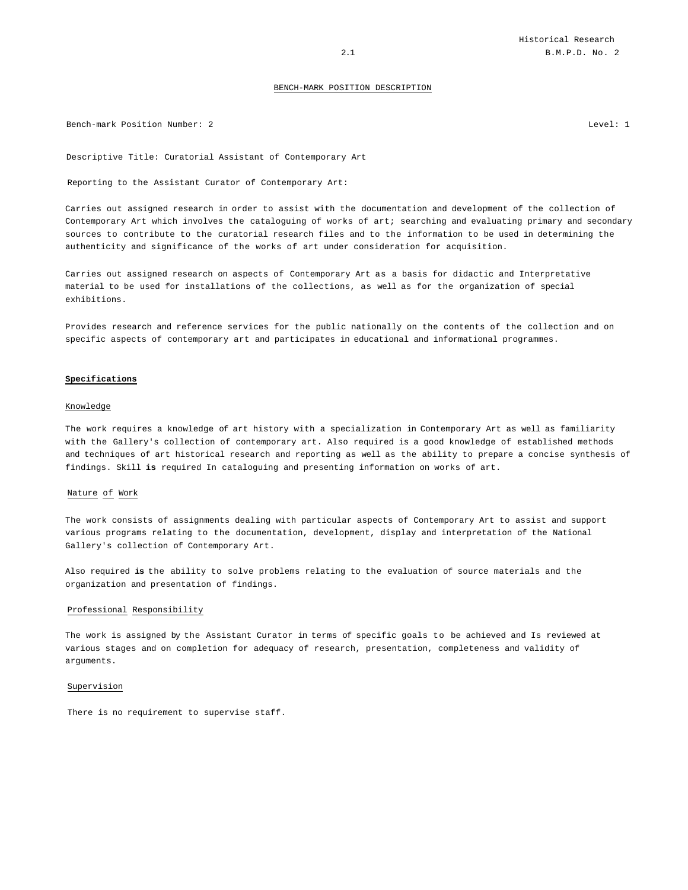## BENCH-MARK POSITION DESCRIPTION

Bench-mark Position Number: 2 Level: 1

Descriptive Title: Curatorial Assistant of Contemporary Art

Reporting to the Assistant Curator of Contemporary Art:

Carries out assigned research in order to assist with the documentation and development of the collection of Contemporary Art which involves the cataloguing of works of art; searching and evaluating primary and secondary sources to contribute to the curatorial research files and to the information to be used in determining the authenticity and significance of the works of art under consideration for acquisition.

Carries out assigned research on aspects of Contemporary Art as a basis for didactic and Interpretative material to be used for installations of the collections, as well as for the organization of special exhibitions.

Provides research and reference services for the public nationally on the contents of the collection and on specific aspects of contemporary art and participates in educational and informational programmes.

### Specifications

#### Knowledge

The work requires a knowledge of art history with a specialization in Contemporary Art as well as familiarity with the Gallery's collection of contemporary art. Also required is a good knowledge of established methods and techniques of art historical research and reporting as well as the ability to prepare a concise synthesis of findings. Skill **is** required In cataloguing and presenting information on works of art.

#### Nature of Work

The work consists of assignments dealing with particular aspects of Contemporary Art to assist and support various programs relating to the documentation, development, display and interpretation of the National Gallery's collection of Contemporary Art.

Also required **is** the ability to solve problems relating to the evaluation of source materials and the organization and presentation of findings.

#### Professional Responsibility

The work is assigned by the Assistant Curator in terms of specific goals to be achieved and Is reviewed at various stages and on completion for adequacy of research, presentation, completeness and validity of arguments.

#### Supervision

There is no requirement to supervise staff.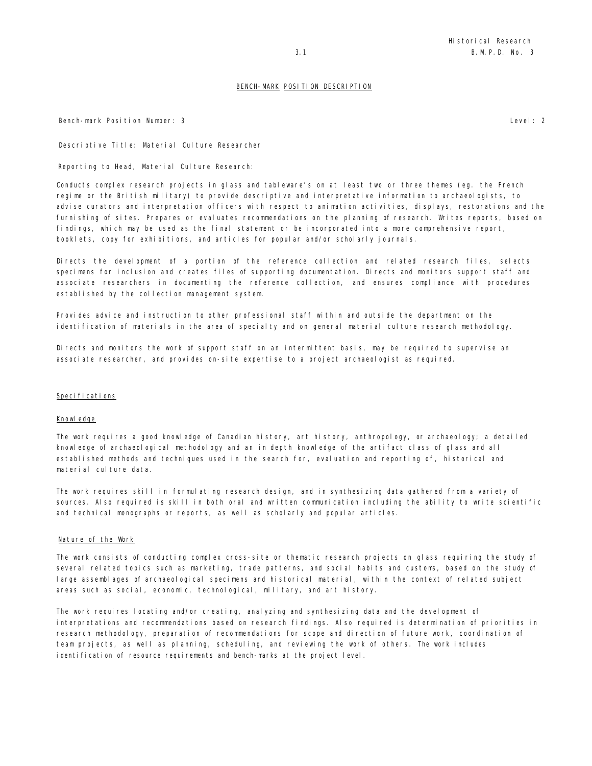## BENCH-MARK POSITION DESCRIPTION

Bench-mark Position Number: 3 Level: 2

Descriptive Title: Material Culture Researcher

Reporting to Head, Material Culture Research:

Conducts complex research projects in glass and tableware's on at least two or three themes (eg. the French regime or the British military) to provide descriptive and interpretative information to archaeologists, to advise curators and interpretation officers with respect to animation activities, displays, restorations and the furnishing of sites. Prepares or evaluates recommendations on the planning of research. Writes reports, based on findings, which may be used as the final statement or be incorporated into a more comprehensive report, booklets, copy for exhibitions, and articles for popular and/or scholarly journals.

Directs the development of a portion of the reference collection and related research files, selects specimens for inclusion and creates files of supporting documentation. Directs and monitors support staff and associate researchers in documenting the reference collection, and ensures compliance with procedures established by the collection management system.

Provides advice and instruction to other professional staff within and outside the department on the identification of materials in the area of specialty and on general material culture research methodology.

Directs and monitors the work of support staff on an intermittent basis, may be required to supervise an associate researcher, and provides on-site expertise to a project archaeologist as required.

### Specifications

#### Knowledge

The work requires a good knowledge of Canadian history, art history, anthropology, or archaeology; a detailed knowledge of archaeological methodology and an in depth knowledge of the artifact class of glass and all established methods and techniques used in the search for, evaluation and reporting of, historical and material culture data.

The work requires skill in formulating research design, and in synthesizing data gathered from a variety of sources. Also required is skill in both oral and written communication including the ability to write scientific and technical monographs or reports, as well as scholarly and popular articles.

#### Nature of the Work

The work consists of conducting complex cross-site or thematic research projects on glass requiring the study of several related topics such as marketing, trade patterns, and social habits and customs, based on the study of large assemblages of archaeological specimens and historical material, within the context of related subject areas such as social, economic, technological, military, and art history.

The work requires locating and/or creating, analyzing and synthesizing data and the development of interpretations and recommendations based on research findings. Also required is determination of priorities in research methodology, preparation of recommendations for scope and direction of future work, coordination of team projects, as well as planning, scheduling, and reviewing the work of others. The work includes identification of resource requirements and bench-marks at the project level.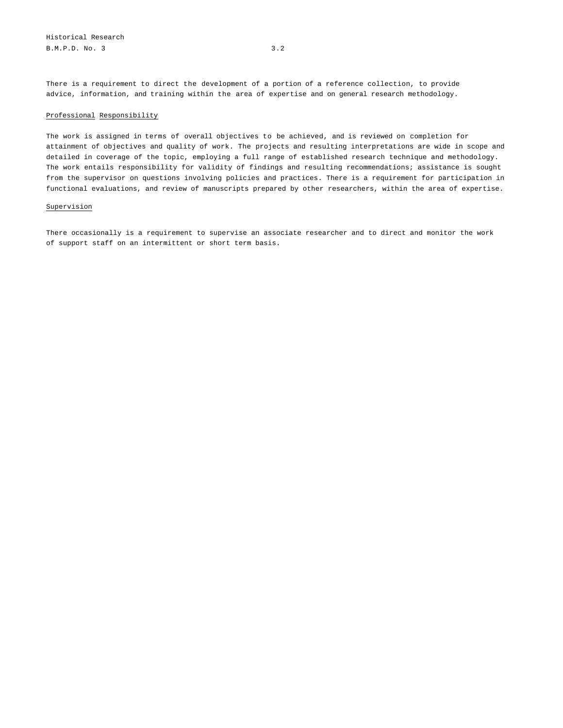There is a requirement to direct the development of a portion of a reference collection, to provide advice, information, and training within the area of expertise and on general research methodology.

Professional Responsibility

The work is assigned in terms of overall objectives to be achieved, and is reviewed on completion for attainment of objectives and quality of work. The projects and resulting interpretations are wide in scope and detailed in coverage of the topic, employing a full range of established research technique and methodology. The work entails responsibility for validity of findings and resulting recommendations; assistance is sought from the supervisor on questions involving policies and practices. There is a requirement for participation in functional evaluations, and review of manuscripts prepared by other researchers, within the area of expertise.

Supervision

There occasionally is a requirement to supervise an associate researcher and to direct and monitor the work of support staff on an intermittent or short term basis.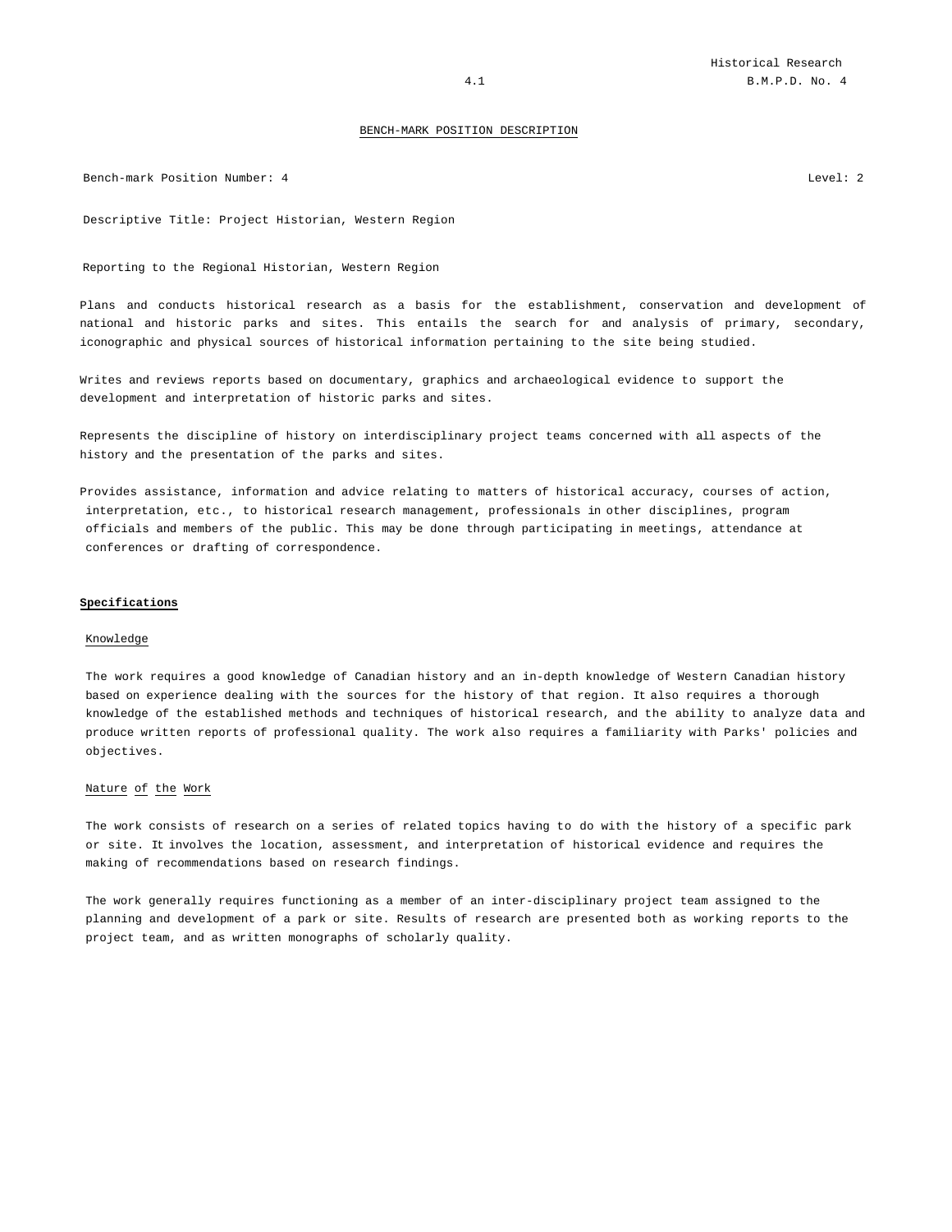## BENCH-MARK POSITION DESCRIPTION

Bench-mark Position Number: 4 Level: 2

Descriptive Title: Project Historian, Western Region

Reporting to the Regional Historian, Western Region

Plans and conducts historical research as a basis for the establishment, conservation and development of national and historic parks and sites. This entails the search for and analysis of primary, secondary, iconographic and physical sources of historical information pertaining to the site being studied.

Writes and reviews reports based on documentary, graphics and archaeological evidence to support the development and interpretation of historic parks and sites.

Represents the discipline of history on interdisciplinary project teams concerned with all aspects of the history and the presentation of the parks and sites.

Provides assistance, information and advice relating to matters of historical accuracy, courses of action, interpretation, etc., to historical research management, professionals in other disciplines, program officials and members of the public. This may be done through participating in meetings, attendance at conferences or drafting of correspondence.

### **Specifications**

#### Knowledge

The work requires a good knowledge of Canadian history and an in-depth knowledge of Western Canadian history based on experience dealing with the sources for the history of that region. It also requires a thorough knowledge of the established methods and techniques of historical research, and the ability to analyze data and produce written reports of professional quality. The work also requires a familiarity with Parks' policies and objectives.

#### Nature of the Work

The work consists of research on a series of related topics having to do with the history of a specific park or site. It involves the location, assessment, and interpretation of historical evidence and requires the making of recommendations based on research findings.

The work generally requires functioning as a member of an inter-disciplinary project team assigned to the planning and development of a park or site. Results of research are presented both as working reports to the project team, and as written monographs of scholarly quality.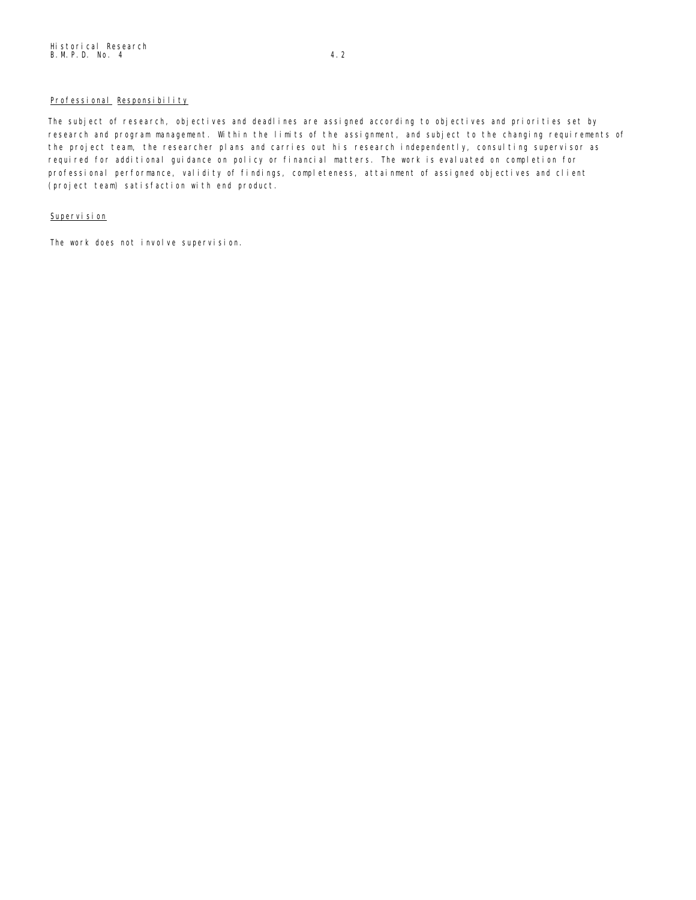## Professional Responsibility

The subject of research, objectives and deadlines are assigned according to objectives and priorities set by research and program management. Within the limits of the assignment, and subject to the changing requirements of the project team, the researcher plans and carries out his research independently, consulting supervisor as required for additional guidance on policy or financial matters. The work is evaluated on completion for professional performance, validity of findings, completeness, attainment of assigned objectives and client (project team) satisfaction with end product.

## Supervision

The work does not involve supervision.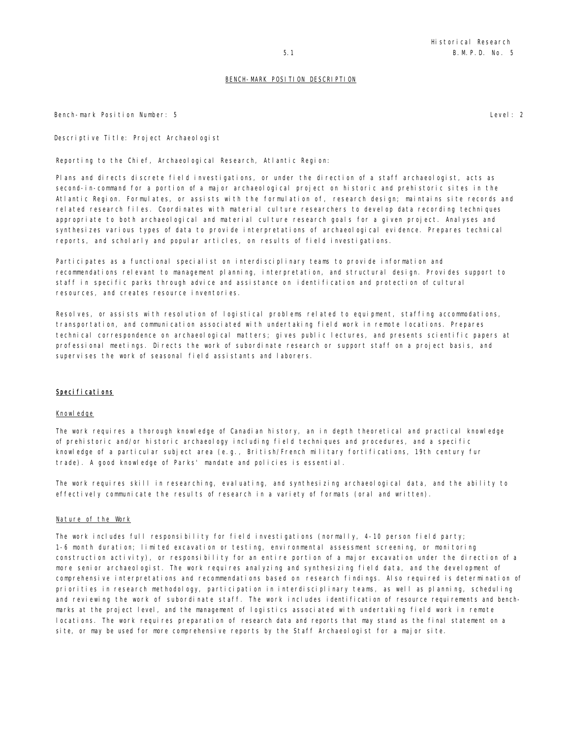## BENCH-MARK POSITION DESCRIPTION

Bench-mark Position Number: 5

Level: 2

Descriptive Title: Project Archaeologist

Reporting to the Chief, Archaeological Research, Atlantic Region:

Plans and directs discrete field investigations, or under the direction of a staff archaeologist, acts as second-in-command for a portion of a major archaeological project on historic and prehistoric sites in the Atlantic Region. Formulates, or assists with the formulation of, research design; maintains site records and related research files. Coordinates with material culture researchers to develop data recording techniques appropriate to both archaeological and material culture research goals for a given project. Analyses and synthesizes various types of data to provide interpretations of archaeological evidence. Prepares technical reports, and scholarly and popular articles, on results of field investigations.

Participates as a functional specialist on interdisciplinary teams to provide information and recommendations relevant to management planning, interpretation, and structural design. Provides support to staff in specific parks through advice and assistance on identification and protection of cultural resources, and creates resource inventories.

Resolves, or assists with resolution of logistical problems related to equipment, staffing accommodations, transportation, and communication associated with undertaking field work in remote locations. Prepares technical correspondence on archaeological matters; gives public lectures, and presents scientific papers at professional meetings. Directs the work of subordinate research or support staff on a project basis, and supervises the work of seasonal field assistants and laborers.

### Specifications

#### Knowledge

The work requires a thorough knowledge of Canadian history, an in depth theoretical and practical knowledge of prehistoric and/or historic archaeology including field techniques and procedures, and a specific knowledge of a particular subject area (e.g., British/French military fortifications, 19th century fur trade). A good knowledge of Parks' mandate and policies is essential.

The work requires skill in researching, evaluating, and synthesizing archaeological data, and the ability to effectively communicate the results of research in a variety of formats (oral and written).

#### Nature of the Work

The work includes full responsibility for field investigations (normally, 4-10 person field party; 1-6 month duration; limited excavation or testing, environmental assessment screening, or monitoring construction activity), or responsibility for an entire portion of a major excavation under the direction of a more senior archaeologist. The work requires analyzing and synthesizing field data, and the development of comprehensive interpretations and recommendations based on research findings. Also required is determination of priorities in research methodology, participation in interdisciplinary teams, as well as planning, scheduling and reviewing the work of subordinate staff. The work includes identification of resource requirements and bench-marks at the project level, and the management of logistics associated with undertaking field work in remote locations. The work requires preparation of research data and reports that may stand as the final statement on a site, or may be used for more comprehensive reports by the Staff Archaeologist for a major site.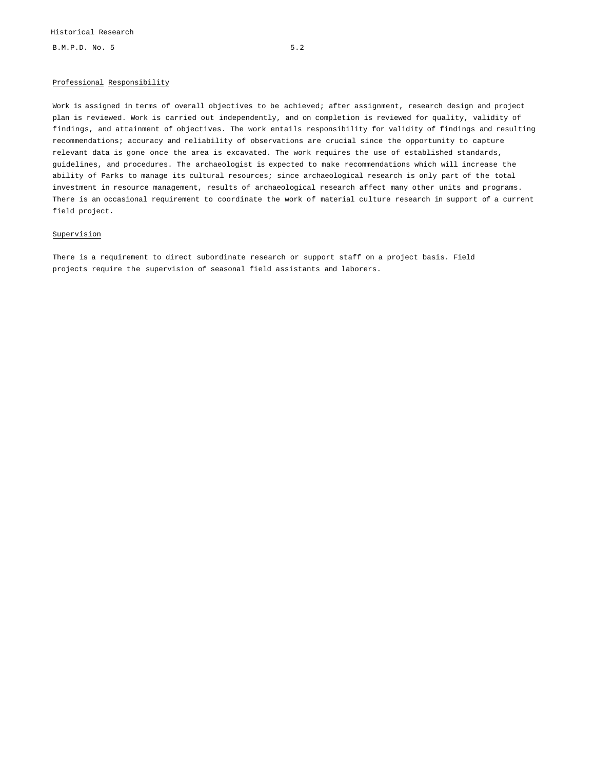## Professional Responsibility

Work is assigned in terms of overall objectives to be achieved; after assignment, research design and project plan is reviewed. Work is carried out independently, and on completion is reviewed for quality, validity of findings, and attainment of objectives. The work entails responsibility for validity of findings and resulting recommendations; accuracy and reliability of observations are crucial since the opportunity to capture relevant data is gone once the area is excavated. The work requires the use of established standards, guidelines, and procedures. The archaeologist is expected to make recommendations which will increase the ability of Parks to manage its cultural resources; since archaeological research is only part of the total investment in resource management, results of archaeological research affect many other units and programs. There is an occasional requirement to coordinate the work of material culture research in support of a current field project.

## Supervision

There is a requirement to direct subordinate research or support staff on a project basis. Field projects require the supervision of seasonal field assistants and laborers.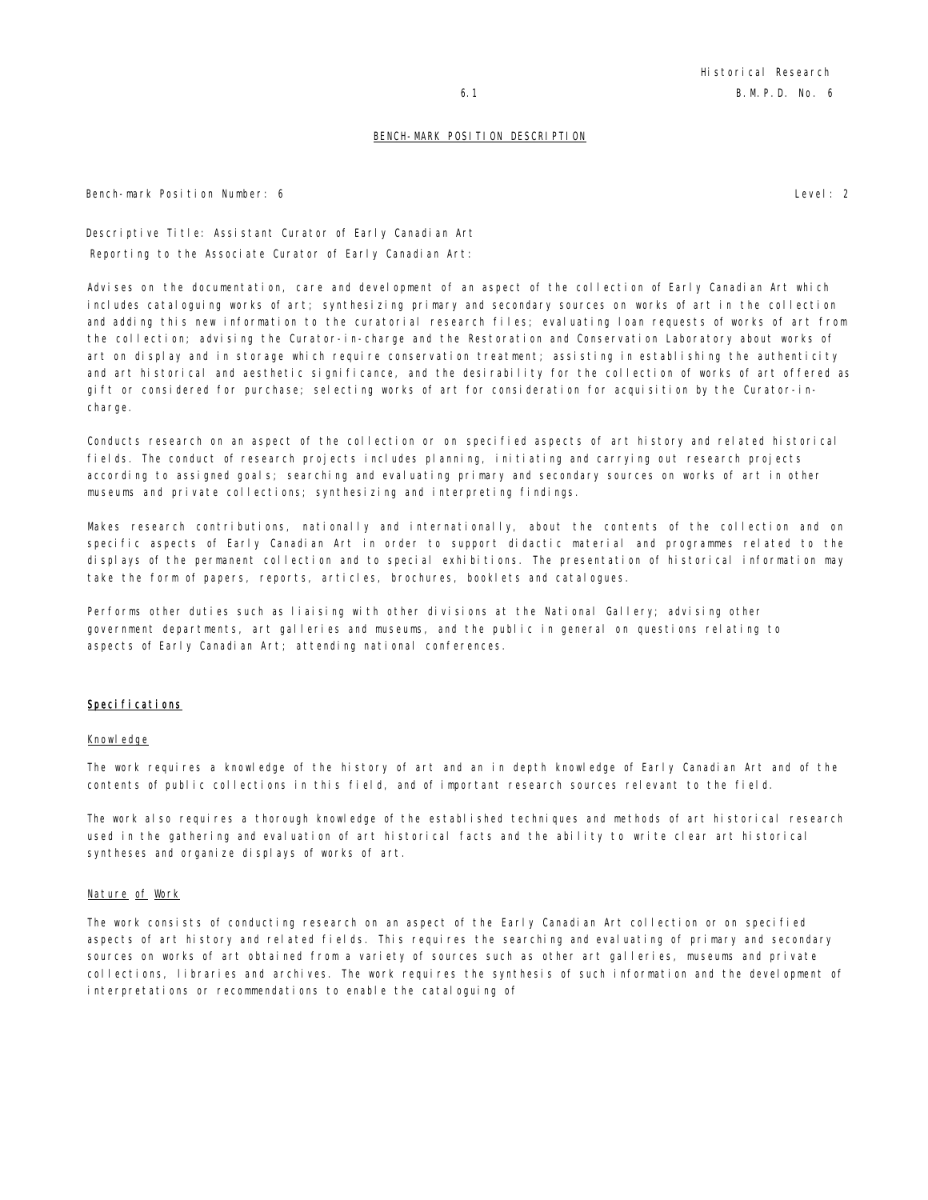## BENCH-MARK POSITION DESCRIPTION

Bench-mark Position Number: 6 Level: 2

Descriptive Title: Assistant Curator of Early Canadian Art

Reporting to the Associate Curator of Early Canadian Art:

Advises on the documentation, care and development of an aspect of the collection of Early Canadian Art which includes cataloguing works of art; synthesizing primary and secondary sources on works of art in the collection and adding this new information to the curatorial research files; evaluating loan requests of works of art from the collection; advising the Curator-in-charge and the Restoration and Conservation Laboratory about works of art on display and in storage which require conservation treatment; assisting in establishing the authenticity and art historical and aesthetic significance, and the desirability for the collection of works of art offered as gift or considered for purchase; selecting works of art for consideration for acquisition by the Curator-in-charge.

Conducts research on an aspect of the collection or on specified aspects of art history and related historical fields. The conduct of research projects includes planning, initiating and carrying out research projects according to assigned goals; searching and evaluating primary and secondary sources on works of art in other museums and private collections; synthesizing and interpreting findings.

Makes research contributions, nationally and internationally, about the contents of the collection and on specific aspects of Early Canadian Art in order to support didactic material and programmes related to the displays of the permanent collection and to special exhibitions. The presentation of historical information may take the form of papers, reports, articles, brochures, booklets and catalogues.

Performs other duties such as liaising with other divisions at the National Gallery; advising other government departments, art galleries and museums, and the public in general on questions relating to aspects of Early Canadian Art; attending national conferences.

### Specifications

#### Knowledge

The work requires a knowledge of the history of art and an in depth knowledge of Early Canadian Art and of the contents of public collections in this field, and of important research sources relevant to the field.

The work also requires a thorough knowledge of the established techniques and methods of art historical research used in the gathering and evaluation of art historical facts and the ability to write clear art historical syntheses and organize displays of works of art.

#### Nature of Work

The work consists of conducting research on an aspect of the Early Canadian Art collection or on specified aspects of art history and related fields. This requires the searching and evaluating of primary and secondary sources on works of art obtained from a variety of sources such as other art galleries, museums and private collections, libraries and archives. The work requires the synthesis of such information and the development of interpretations or recommendations to enable the cataloguing of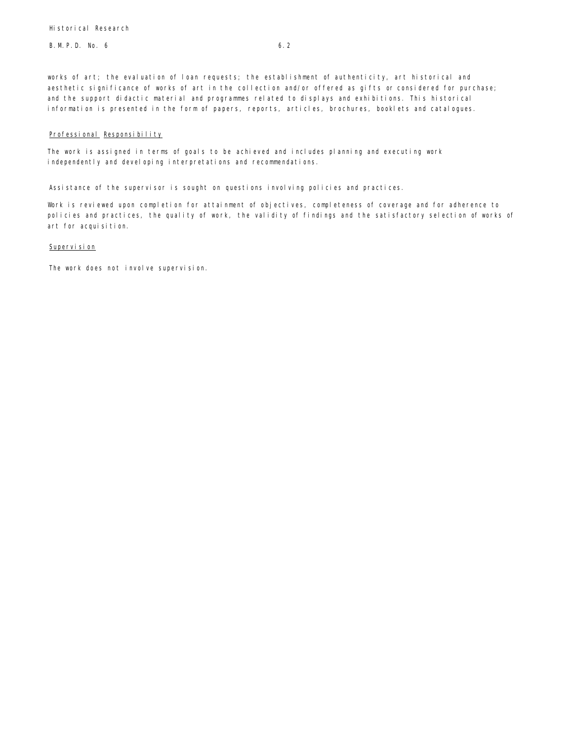works of art; the evaluation of loan requests; the establishment of authenticity, art historical and aesthetic significance of works of art in the collection and/or offered as gifts or considered for purchase; and the support didactic material and programmes related to displays and exhibitions. This historical information is presented in the form of papers, reports, articles, brochures, booklets and catalogues.

Professional Responsibility

The work is assigned in terms of goals to be achieved and includes planning and executing work independently and developing interpretations and recommendations.

Assistance of the supervisor is sought on questions involving policies and practices.

Work is reviewed upon completion for attainment of objectives, completeness of coverage and for adherence to policies and practices, the quality of work, the validity of findings and the satisfactory selection of works of art for acquisition.

Supervision

The work does not involve supervision.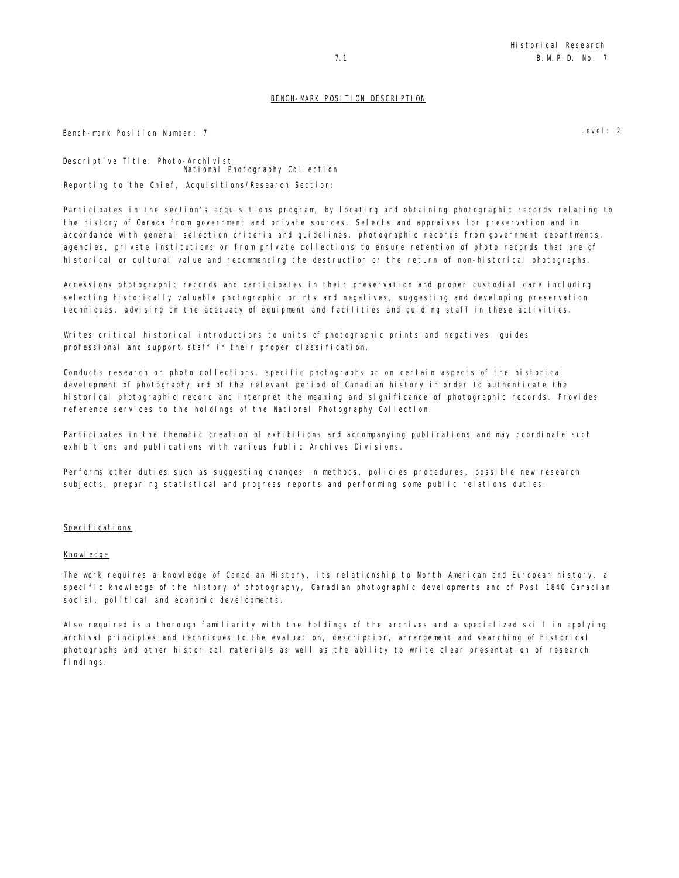## BENCH-MARK POSITION DESCRIPTION

Bench-mark Position Number: 7

Level: 2

Descriptive Title: Photo-Archivist
National Photography Collection

Reporting to the Chief, Acquisitions/Research Section:

Participates in the section's acquisitions program, by locating and obtaining photographic records relating to the history of Canada from government and private sources. Selects and appraises for preservation and in accordance with general selection criteria and guidelines, photographic records from government departments, agencies, private institutions or from private collections to ensure retention of photo records that are of historical or cultural value and recommending the destruction or the return of non-historical photographs.

Accessions photographic records and participates in their preservation and proper custodial care including selecting historically valuable photographic prints and negatives, suggesting and developing preservation techniques, advising on the adequacy of equipment and facilities and guiding staff in these activities.

Writes critical historical introductions to units of photographic prints and negatives, guides professional and support staff in their proper classification.

Conducts research on photo collections, specific photographs or on certain aspects of the historical development of photography and of the relevant period of Canadian history in order to authenticate the historical photographic record and interpret the meaning and significance of photographic records. Provides reference services to the holdings of the National Photography Collection.

Participates in the thematic creation of exhibitions and accompanying publications and may coordinate such exhibitions and publications with various Public Archives Divisions.

Performs other duties such as suggesting changes in methods, policies procedures, possible new research subjects, preparing statistical and progress reports and performing some public relations duties.

### Specifications

#### Knowledge

The work requires a knowledge of Canadian History, its relationship to North American and European history, a specific knowledge of the history of photography, Canadian photographic developments and of Post 1840 Canadian social, political and economic developments.

Also required is a thorough familiarity with the holdings of the archives and a specialized skill in applying archival principles and techniques to the evaluation, description, arrangement and searching of historical photographs and other historical materials as well as the ability to write clear presentation of research findings.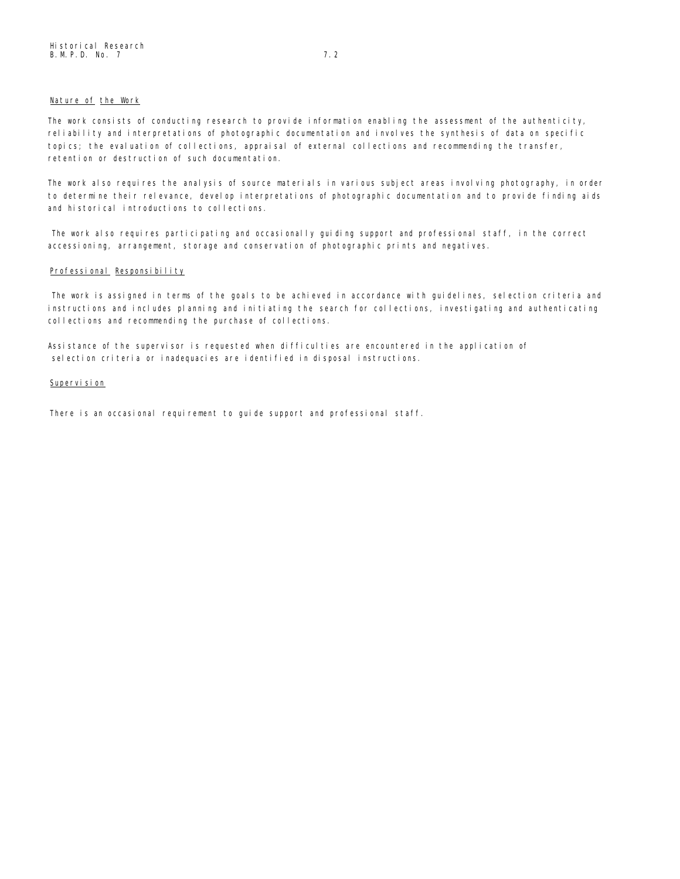## Nature of the Work

The work consists of conducting research to provide information enabling the assessment of the authenticity, reliability and interpretations of photographic documentation and involves the synthesis of data on specific topics; the evaluation of collections, appraisal of external collections and recommending the transfer, retention or destruction of such documentation.

The work also requires the analysis of source materials in various subject areas involving photography, in order to determine their relevance, develop interpretations of photographic documentation and to provide finding aids and historical introductions to collections.

The work also requires participating and occasionally guiding support and professional staff, in the correct accessioning, arrangement, storage and conservation of photographic prints and negatives.

## Professional Responsibility

The work is assigned in terms of the goals to be achieved in accordance with guidelines, selection criteria and instructions and includes planning and initiating the search for collections, investigating and authenticating collections and recommending the purchase of collections.

Assistance of the supervisor is requested when difficulties are encountered in the application of selection criteria or inadequacies are identified in disposal instructions.

## Supervision

There is an occasional requirement to guide support and professional staff.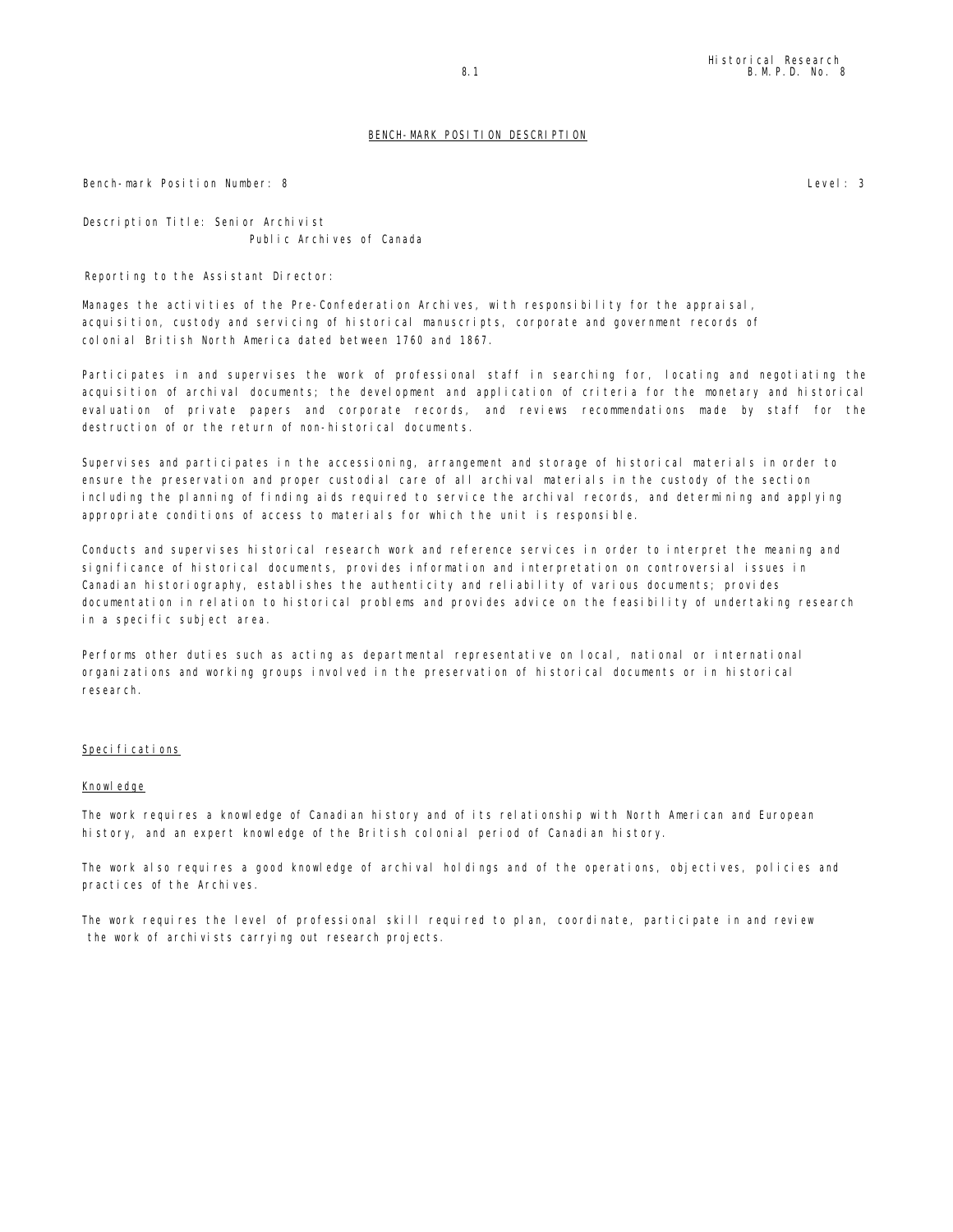## BENCH-MARK POSITION DESCRIPTION

Bench-mark Position Number: 8 Level: 3

Description Title: Senior Archivist
Public Archives of Canada

Reporting to the Assistant Director:

Manages the activities of the Pre-Confederation Archives, with responsibility for the appraisal, acquisition, custody and servicing of historical manuscripts, corporate and government records of colonial British North America dated between 1760 and 1867.

Participates in and supervises the work of professional staff in searching for, locating and negotiating the acquisition of archival documents; the development and application of criteria for the monetary and historical evaluation of private papers and corporate records, and reviews recommendations made by staff for the destruction of or the return of non-historical documents.

Supervises and participates in the accessioning, arrangement and storage of historical materials in order to ensure the preservation and proper custodial care of all archival materials in the custody of the section including the planning of finding aids required to service the archival records, and determining and applying appropriate conditions of access to materials for which the unit is responsible.

Conducts and supervises historical research work and reference services in order to interpret the meaning and significance of historical documents, provides information and interpretation on controversial issues in Canadian historiography, establishes the authenticity and reliability of various documents; provides documentation in relation to historical problems and provides advice on the feasibility of undertaking research in a specific subject area.

Performs other duties such as acting as departmental representative on local, national or international organizations and working groups involved in the preservation of historical documents or in historical research.

### Specifications

#### Knowledge

The work requires a knowledge of Canadian history and of its relationship with North American and European history, and an expert knowledge of the British colonial period of Canadian history.

The work also requires a good knowledge of archival holdings and of the operations, objectives, policies and practices of the Archives.

The work requires the level of professional skill required to plan, coordinate, participate in and review the work of archivists carrying out research projects.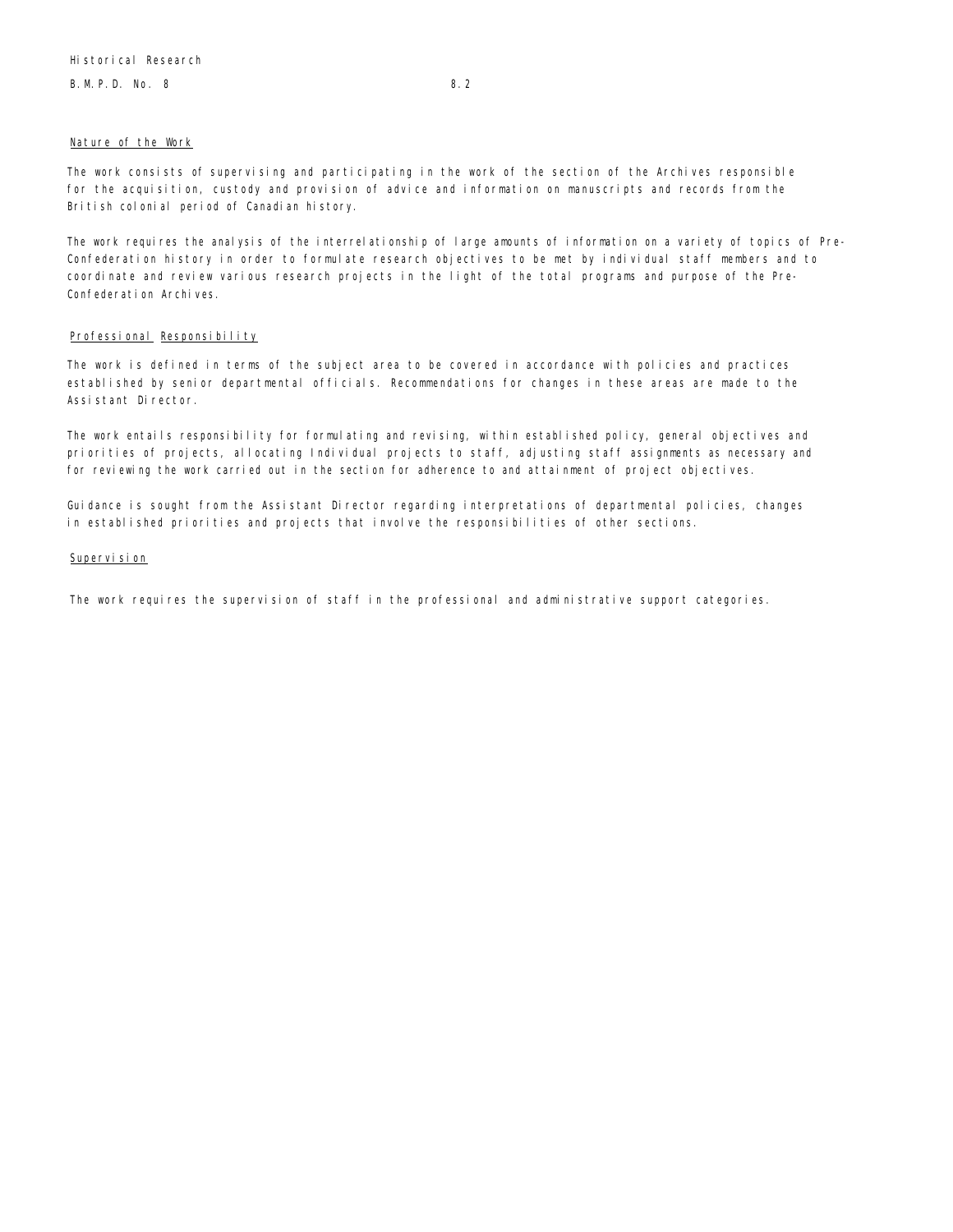Historical Research

B.M.P.D. No. 8 8.2

## Nature of the Work

The work consists of supervising and participating in the work of the section of the Archives responsible for the acquisition, custody and provision of advice and information on manuscripts and records from the British colonial period of Canadian history.

The work requires the analysis of the interrelationship of large amounts of information on a variety of topics of Pre-Confederation history in order to formulate research objectives to be met by individual staff members and to coordinate and review various research projects in the light of the total programs and purpose of the Pre-Confederation Archives.

## Professional Responsibility

The work is defined in terms of the subject area to be covered in accordance with policies and practices established by senior departmental officials. Recommendations for changes in these areas are made to the Assistant Director.

The work entails responsibility for formulating and revising, within established policy, general objectives and priorities of projects, allocating Individual projects to staff, adjusting staff assignments as necessary and for reviewing the work carried out in the section for adherence to and attainment of project objectives.

Guidance is sought from the Assistant Director regarding interpretations of departmental policies, changes in established priorities and projects that involve the responsibilities of other sections.

## Supervision

The work requires the supervision of staff in the professional and administrative support categories.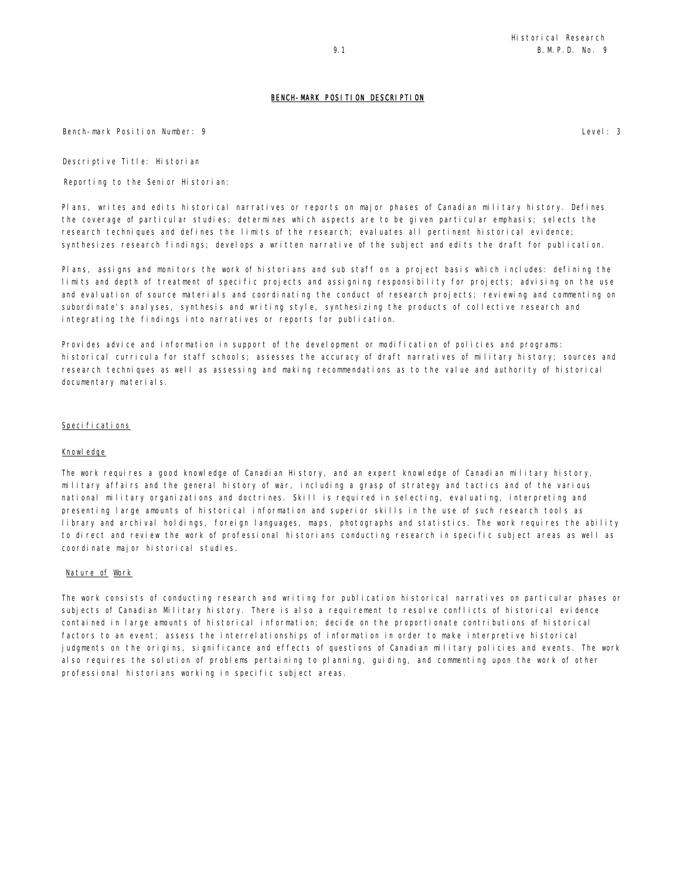## BENCH-MARK POSITION DESCRIPTION

Bench-mark Position Number: 9 Level: 3

Descriptive Title: Historian

Reporting to the Senior Historian:

Plans, writes and edits historical narratives or reports on major phases of Canadian military history. Defines the coverage of particular studies; determines which aspects are to be given particular emphasis; selects the research techniques and defines the limits of the research; evaluates all pertinent historical evidence; synthesizes research findings; develops a written narrative of the subject and edits the draft for publication.

Plans, assigns and monitors the work of historians and sub staff on a project basis which includes: defining the limits and depth of treatment of specific projects and assigning responsibility for projects; advising on the use and evaluation of source materials and coordinating the conduct of research projects; reviewing and commenting on subordinate's analyses, synthesis and writing style, synthesizing the products of collective research and integrating the findings into narratives or reports for publication.

Provides advice and information in support of the development or modification of policies and programs: historical curricula for staff schools; assesses the accuracy of draft narratives of military history; sources and research techniques as well as assessing and making recommendations as to the value and authority of historical documentary materials.

### Specifications

#### Knowledge

The work requires a good knowledge of Canadian History, and an expert knowledge of Canadian military history, military affairs and the general history of war, including a grasp of strategy and tactics and of the various national military organizations and doctrines. Skill is required in selecting, evaluating, interpreting and presenting large amounts of historical information and superior skills in the use of such research tools as library and archival holdings, foreign languages, maps, photographs and statistics. The work requires the ability to direct and review the work of professional historians conducting research in specific subject areas as well as coordinate major historical studies.

#### Nature of Work

The work consists of conducting research and writing for publication historical narratives on particular phases or subjects of Canadian Military history. There is also a requirement to resolve conflicts of historical evidence contained in large amounts of historical information; decide on the proportionate contributions of historical factors to an event; assess the interrelationships of information in order to make interpretive historical judgments on the origins, significance and effects of questions of Canadian military policies and events. The work also requires the solution of problems pertaining to planning, guiding, and commenting upon the work of other professional historians working in specific subject areas.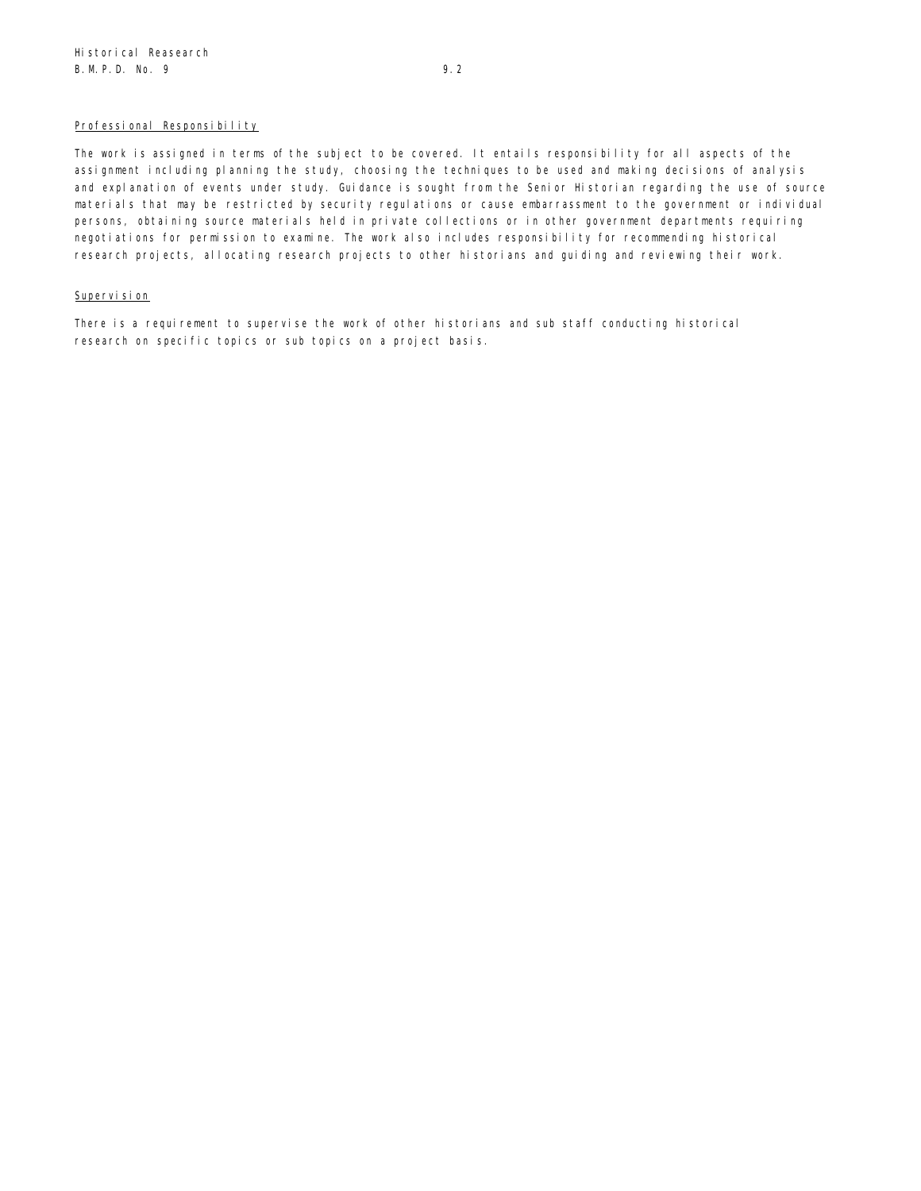Professional Responsibility

The work is assigned in terms of the subject to be covered. It entails responsibility for all aspects of the assignment including planning the study, choosing the techniques to be used and making decisions of analysis and explanation of events under study. Guidance is sought from the Senior Historian regarding the use of source materials that may be restricted by security regulations or cause embarrassment to the government or individual persons, obtaining source materials held in private collections or in other government departments requiring negotiations for permission to examine. The work also includes responsibility for recommending historical research projects, allocating research projects to other historians and guiding and reviewing their work.

Supervision

There is a requirement to supervise the work of other historians and sub staff conducting historical research on specific topics or sub topics on a project basis.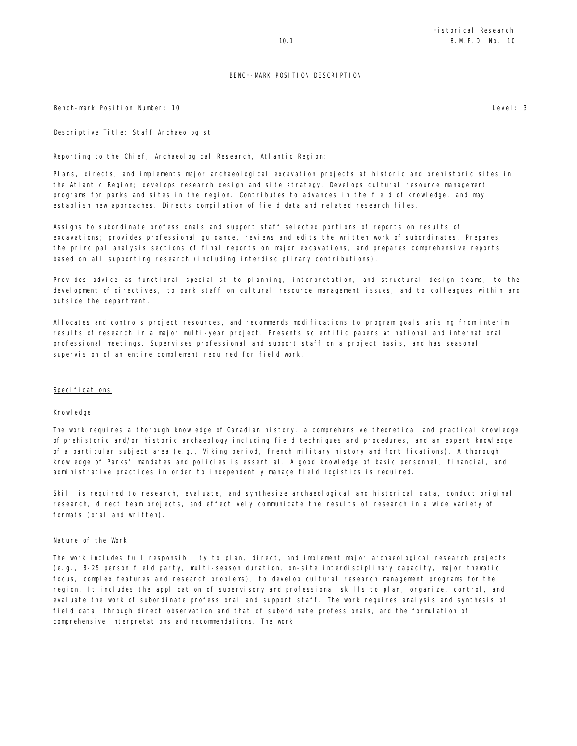## BENCH-MARK POSITION DESCRIPTION

Bench-mark Position Number: 10

Level: 3

Descriptive Title: Staff Archaeologist

Reporting to the Chief, Archaeological Research, Atlantic Region:

Plans, directs, and implements major archaeological excavation projects at historic and prehistoric sites in the Atlantic Region; develops research design and site strategy. Develops cultural resource management programs for parks and sites in the region. Contributes to advances in the field of knowledge, and may establish new approaches. Directs compilation of field data and related research files.

Assigns to subordinate professionals and support staff selected portions of reports on results of excavations; provides professional guidance, reviews and edits the written work of subordinates. Prepares the principal analysis sections of final reports on major excavations, and prepares comprehensive reports based on all supporting research (including interdisciplinary contributions).

Provides advice as functional specialist to planning, interpretation, and structural design teams, to the development of directives, to park staff on cultural resource management issues, and to colleagues within and outside the department.

Allocates and controls project resources, and recommends modifications to program goals arising from interim results of research in a major multi-year project. Presents scientific papers at national and international professional meetings. Supervises professional and support staff on a project basis, and has seasonal supervision of an entire complement required for field work.

### Specifications

#### Knowledge

The work requires a thorough knowledge of Canadian history, a comprehensive theoretical and practical knowledge of prehistoric and/or historic archaeology including field techniques and procedures, and an expert knowledge of a particular subject area (e.g., Viking period, French military history and fortifications). A thorough knowledge of Parks' mandates and policies is essential. A good knowledge of basic personnel, financial, and administrative practices in order to independently manage field logistics is required.

Skill is required to research, evaluate, and synthesize archaeological and historical data, conduct original research, direct team projects, and effectively communicate the results of research in a wide variety of formats (oral and written).

#### Nature of the Work

The work includes full responsibility to plan, direct, and implement major archaeological research projects (e.g., 8-25 person field party, multi-season duration, on-site interdisciplinary capacity, major thematic focus, complex features and research problems); to develop cultural research management programs for the region. It includes the application of supervisory and professional skills to plan, organize, control, and evaluate the work of subordinate professional and support staff. The work requires analysis and synthesis of field data, through direct observation and that of subordinate professionals, and the formulation of comprehensive interpretations and recommendations. The work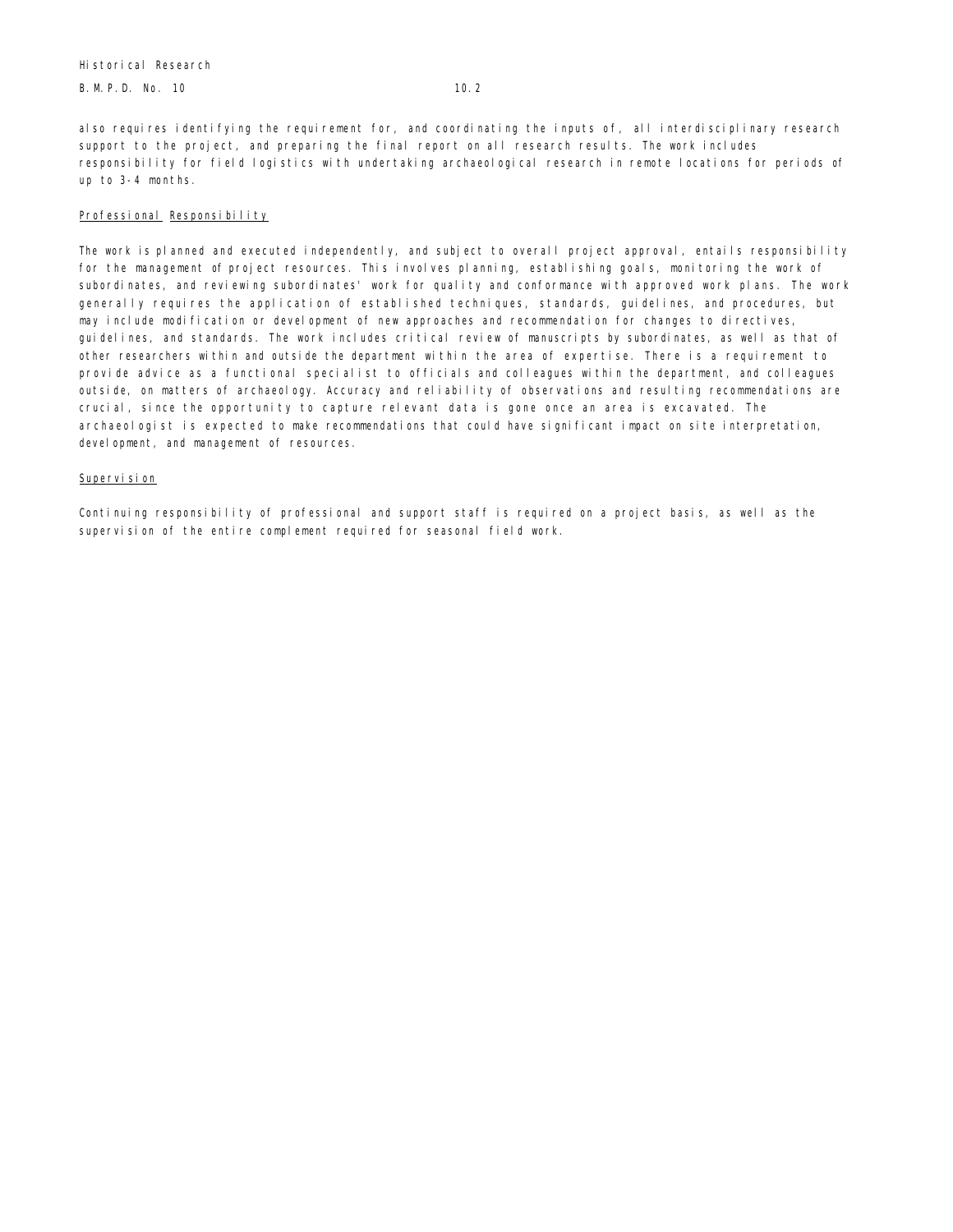also requires identifying the requirement for, and coordinating the inputs of, all interdisciplinary research support to the project, and preparing the final report on all research results. The work includes responsibility for field logistics with undertaking archaeological research in remote locations for periods of up to 3-4 months.

Professional Responsibility

The work is planned and executed independently, and subject to overall project approval, entails responsibility for the management of project resources. This involves planning, establishing goals, monitoring the work of subordinates, and reviewing subordinates' work for quality and conformance with approved work plans. The work generally requires the application of established techniques, standards, guidelines, and procedures, but may include modification or development of new approaches and recommendation for changes to directives, guidelines, and standards. The work includes critical review of manuscripts by subordinates, as well as that of other researchers within and outside the department within the area of expertise. There is a requirement to provide advice as a functional specialist to officials and colleagues within the department, and colleagues outside, on matters of archaeology. Accuracy and reliability of observations and resulting recommendations are crucial, since the opportunity to capture relevant data is gone once an area is excavated. The archaeologist is expected to make recommendations that could have significant impact on site interpretation, development, and management of resources.

Supervision

Continuing responsibility of professional and support staff is required on a project basis, as well as the supervision of the entire complement required for seasonal field work.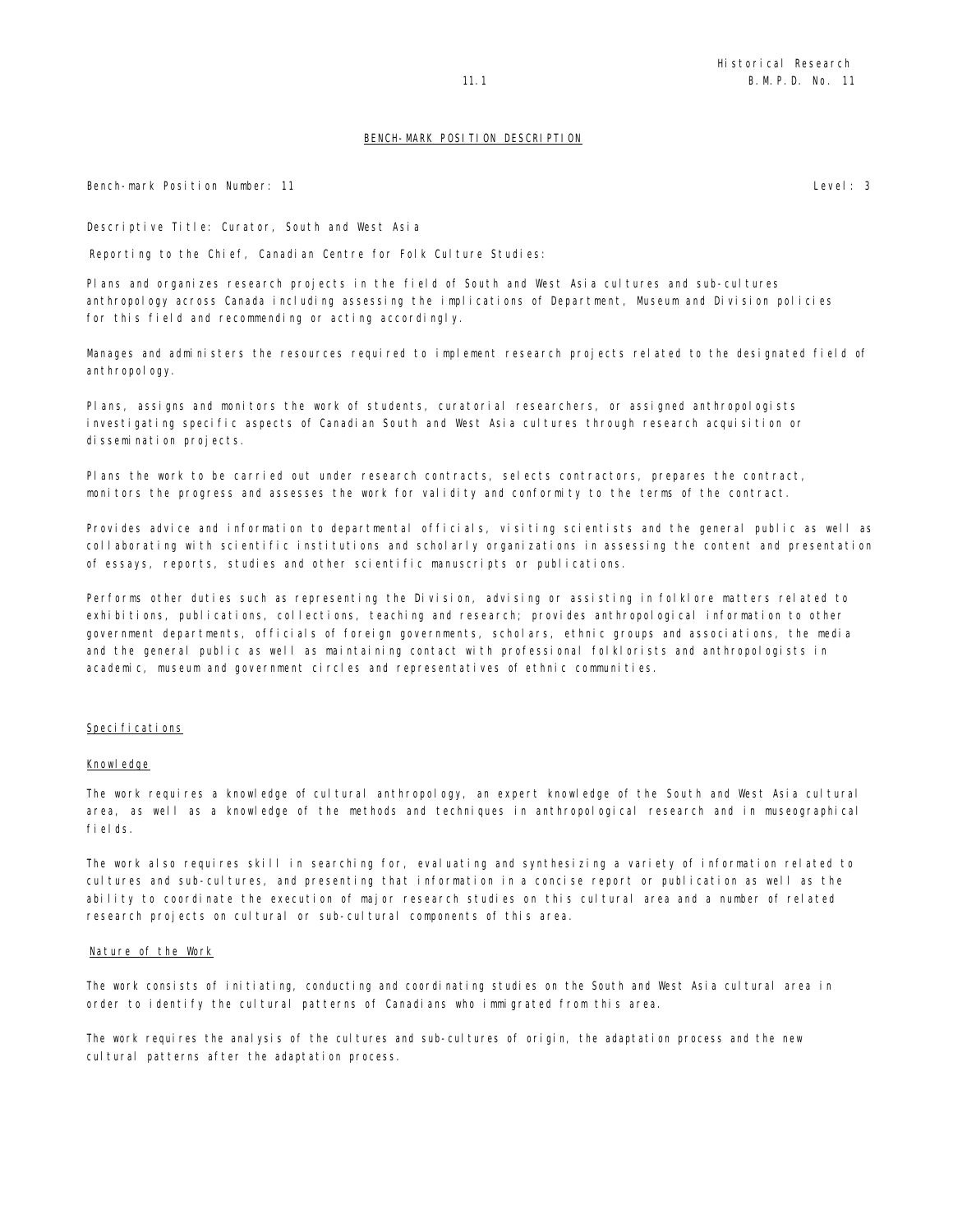## BENCH-MARK POSITION DESCRIPTION

Bench-mark Position Number: 11 Level: 3

Descriptive Title: Curator, South and West Asia

Reporting to the Chief, Canadian Centre for Folk Culture Studies:

Plans and organizes research projects in the field of South and West Asia cultures and sub-cultures anthropology across Canada including assessing the implications of Department, Museum and Division policies for this field and recommending or acting accordingly.

Manages and administers the resources required to implement research projects related to the designated field of anthropology.

Plans, assigns and monitors the work of students, curatorial researchers, or assigned anthropologists investigating specific aspects of Canadian South and West Asia cultures through research acquisition or dissemination projects.

Plans the work to be carried out under research contracts, selects contractors, prepares the contract, monitors the progress and assesses the work for validity and conformity to the terms of the contract.

Provides advice and information to departmental officials, visiting scientists and the general public as well as collaborating with scientific institutions and scholarly organizations in assessing the content and presentation of essays, reports, studies and other scientific manuscripts or publications.

Performs other duties such as representing the Division, advising or assisting in folklore matters related to exhibitions, publications, collections, teaching and research; provides anthropological information to other government departments, officials of foreign governments, scholars, ethnic groups and associations, the media and the general public as well as maintaining contact with professional folklorists and anthropologists in academic, museum and government circles and representatives of ethnic communities.

### Specifications

#### Knowledge

The work requires a knowledge of cultural anthropology, an expert knowledge of the South and West Asia cultural area, as well as a knowledge of the methods and techniques in anthropological research and in museographical fields.

The work also requires skill in searching for, evaluating and synthesizing a variety of information related to cultures and sub-cultures, and presenting that information in a concise report or publication as well as the ability to coordinate the execution of major research studies on this cultural area and a number of related research projects on cultural or sub-cultural components of this area.

#### Nature of the Work

The work consists of initiating, conducting and coordinating studies on the South and West Asia cultural area in order to identify the cultural patterns of Canadians who immigrated from this area.

The work requires the analysis of the cultures and sub-cultures of origin, the adaptation process and the new cultural patterns after the adaptation process.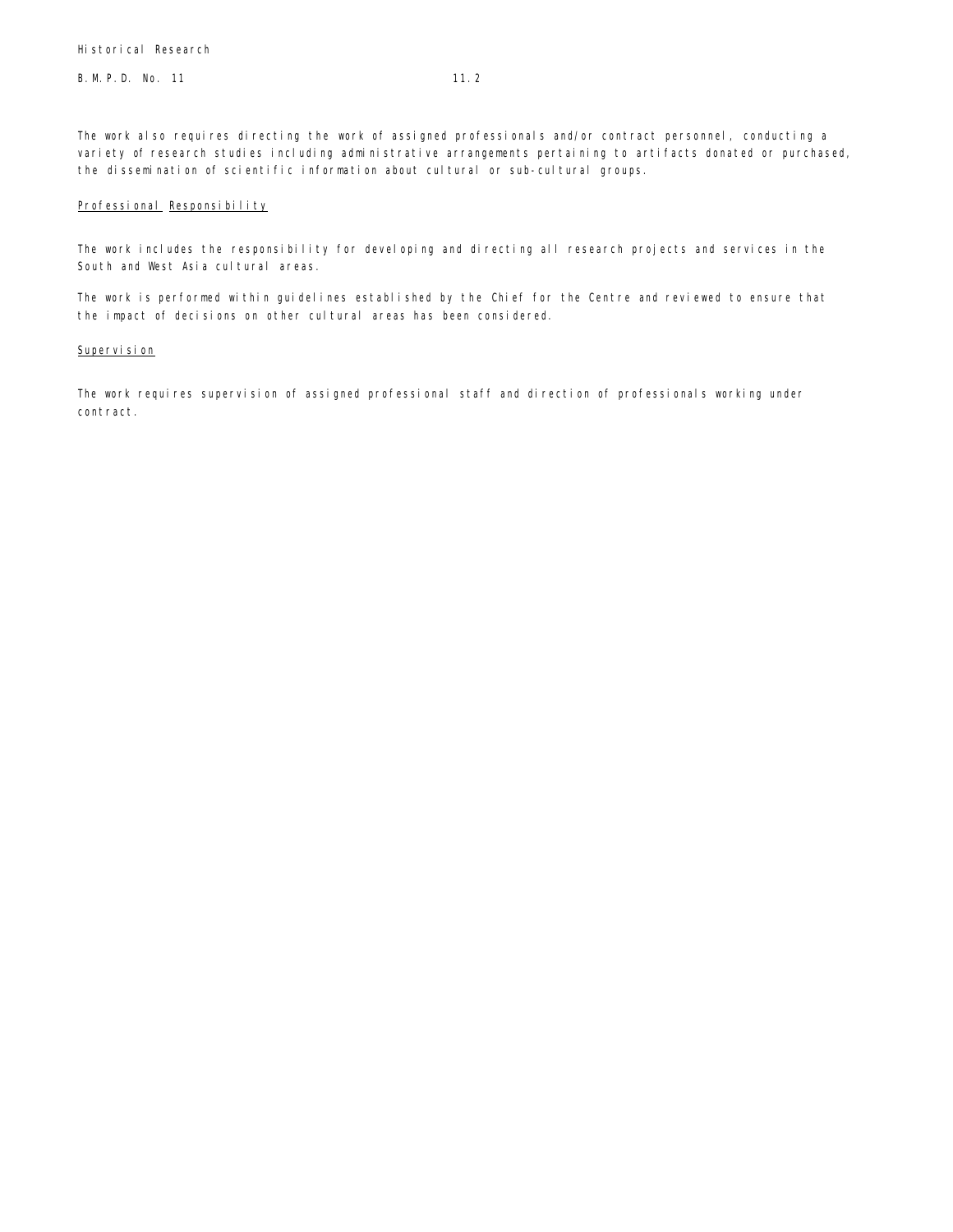The work also requires directing the work of assigned professionals and/or contract personnel, conducting a variety of research studies including administrative arrangements pertaining to artifacts donated or purchased, the dissemination of scientific information about cultural or sub-cultural groups.

## Professional Responsibility

The work includes the responsibility for developing and directing all research projects and services in the South and West Asia cultural areas.

The work is performed within guidelines established by the Chief for the Centre and reviewed to ensure that the impact of decisions on other cultural areas has been considered.

## Supervision

The work requires supervision of assigned professional staff and direction of professionals working under contract.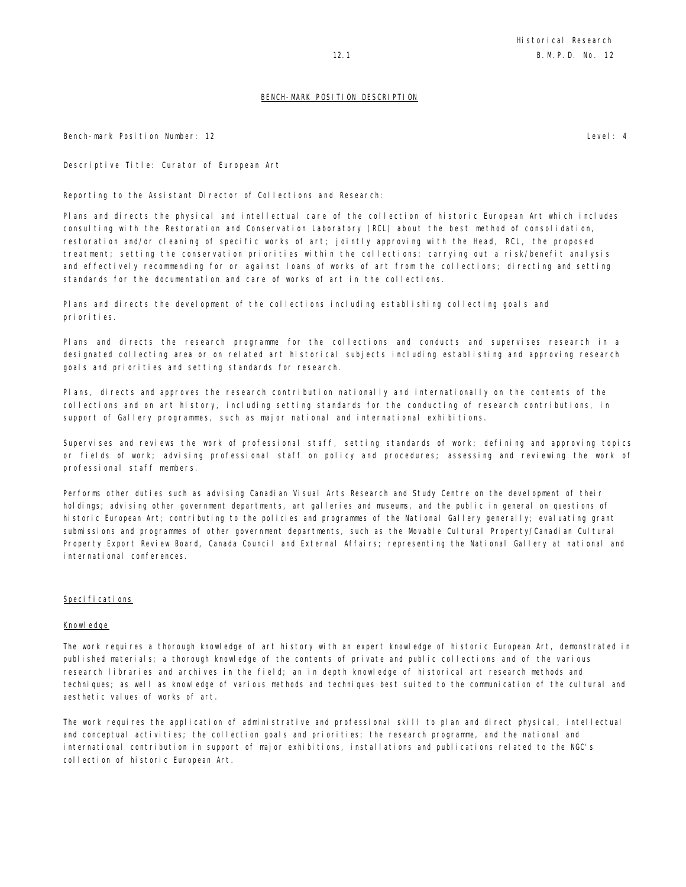## BENCH-MARK POSITION DESCRIPTION

Bench-mark Position Number: 12 Level: 4

Descriptive Title: Curator of European Art

Reporting to the Assistant Director of Collections and Research:

Plans and directs the physical and intellectual care of the collection of historic European Art which includes consulting with the Restoration and Conservation Laboratory (RCL) about the best method of consolidation, restoration and/or cleaning of specific works of art; jointly approving with the Head, RCL, the proposed treatment; setting the conservation priorities within the collections; carrying out a risk/benefit analysis and effectively recommending for or against loans of works of art from the collections; directing and setting standards for the documentation and care of works of art in the collections.

Plans and directs the development of the collections including establishing collecting goals and priorities.

Plans and directs the research programme for the collections and conducts and supervises research in a designated collecting area or on related art historical subjects including establishing and approving research goals and priorities and setting standards for research.

Plans, directs and approves the research contribution nationally and internationally on the contents of the collections and on art history, including setting standards for the conducting of research contributions, in support of Gallery programmes, such as major national and international exhibitions.

Supervises and reviews the work of professional staff, setting standards of work; defining and approving topics or fields of work; advising professional staff on policy and procedures; assessing and reviewing the work of professional staff members.

Performs other duties such as advising Canadian Visual Arts Research and Study Centre on the development of their holdings; advising other government departments, art galleries and museums, and the public in general on questions of historic European Art; contributing to the policies and programmes of the National Gallery generally; evaluating grant submissions and programmes of other government departments, such as the Movable Cultural Property/Canadian Cultural Property Export Review Board, Canada Council and External Affairs; representing the National Gallery at national and international conferences.

### Specifications

#### Knowledge

The work requires a thorough knowledge of art history with an expert knowledge of historic European Art, demonstrated in published materials; a thorough knowledge of the contents of private and public collections and of the various research libraries and archives in the field; an in depth knowledge of historical art research methods and techniques; as well as knowledge of various methods and techniques best suited to the communication of the cultural and aesthetic values of works of art.

The work requires the application of administrative and professional skill to plan and direct physical, intellectual and conceptual activities; the collection goals and priorities; the research programme, and the national and international contribution in support of major exhibitions, installations and publications related to the NGC's collection of historic European Art.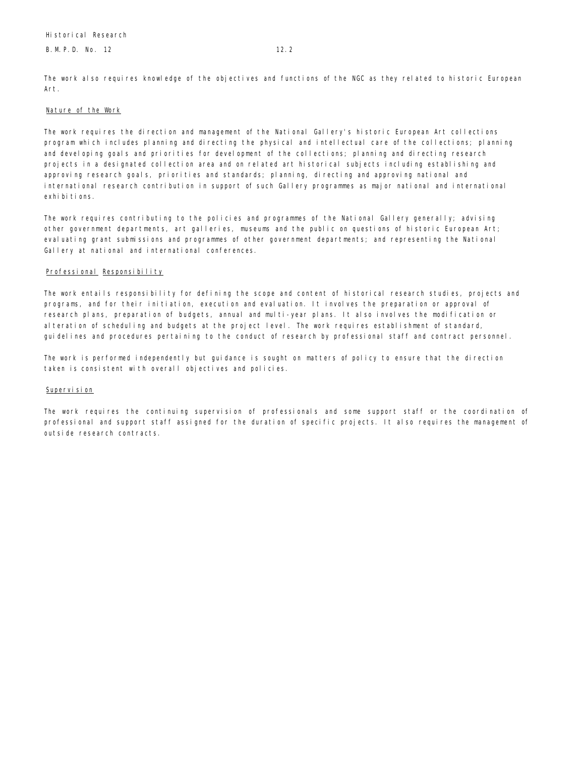The work also requires knowledge of the objectives and functions of the NGC as they related to historic European Art.

Nature of the Work

The work requires the direction and management of the National Gallery's historic European Art collections program which includes planning and directing the physical and intellectual care of the collections; planning and developing goals and priorities for development of the collections; planning and directing research projects in a designated collection area and on related art historical subjects including establishing and approving research goals, priorities and standards; planning, directing and approving national and international research contribution in support of such Gallery programmes as major national and international exhibitions.

The work requires contributing to the policies and programmes of the National Gallery generally; advising other government departments, art galleries, museums and the public on questions of historic European Art; evaluating grant submissions and programmes of other government departments; and representing the National Gallery at national and international conferences.

Professional Responsibility

The work entails responsibility for defining the scope and content of historical research studies, projects and programs, and for their initiation, execution and evaluation. It involves the preparation or approval of research plans, preparation of budgets, annual and multi-year plans. It also involves the modification or alteration of scheduling and budgets at the project level. The work requires establishment of standard, guidelines and procedures pertaining to the conduct of research by professional staff and contract personnel.

The work is performed independently but guidance is sought on matters of policy to ensure that the direction taken is consistent with overall objectives and policies.

Supervision

The work requires the continuing supervision of professionals and some support staff or the coordination of professional and support staff assigned for the duration of specific projects. It also requires the management of outside research contracts.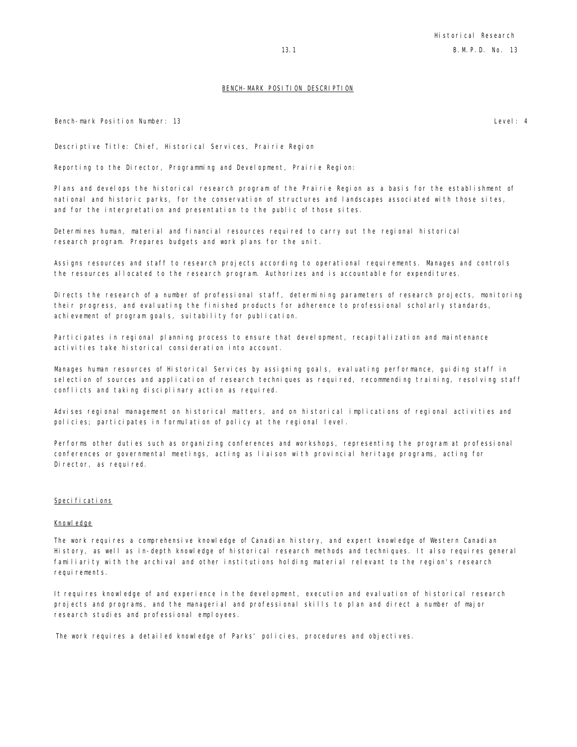## BENCH-MARK POSITION DESCRIPTION

Bench-mark Position Number: 13 Level: 4

Descriptive Title: Chief, Historical Services, Prairie Region

Reporting to the Director, Programming and Development, Prairie Region:

Plans and develops the historical research program of the Prairie Region as a basis for the establishment of national and historic parks, for the conservation of structures and landscapes associated with those sites, and for the interpretation and presentation to the public of those sites.

Determines human, material and financial resources required to carry out the regional historical research program. Prepares budgets and work plans for the unit.

Assigns resources and staff to research projects according to operational requirements. Manages and controls the resources allocated to the research program. Authorizes and is accountable for expenditures.

Directs the research of a number of professional staff, determining parameters of research projects, monitoring their progress, and evaluating the finished products for adherence to professional scholarly standards, achievement of program goals, suitability for publication.

Participates in regional planning process to ensure that development, recapitalization and maintenance activities take historical consideration into account.

Manages human resources of Historical Services by assigning goals, evaluating performance, guiding staff in selection of sources and application of research techniques as required, recommending training, resolving staff conflicts and taking disciplinary action as required.

Advises regional management on historical matters, and on historical implications of regional activities and policies; participates in formulation of policy at the regional level.

Performs other duties such as organizing conferences and workshops, representing the program at professional conferences or governmental meetings, acting as liaison with provincial heritage programs, acting for Director, as required.

### Specifications

#### Knowledge

The work requires a comprehensive knowledge of Canadian history, and expert knowledge of Western Canadian History, as well as in-depth knowledge of historical research methods and techniques. It also requires general familiarity with the archival and other institutions holding material relevant to the region's research requirements.

It requires knowledge of and experience in the development, execution and evaluation of historical research projects and programs, and the managerial and professional skills to plan and direct a number of major research studies and professional employees.

The work requires a detailed knowledge of Parks' policies, procedures and objectives.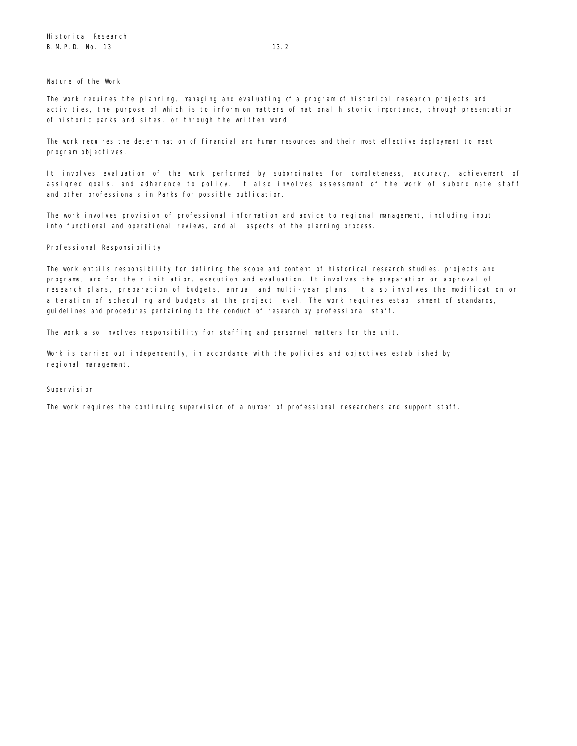Historical Research
B.M.P.D. No. 13 13.2

### Nature of the Work

The work requires the planning, managing and evaluating of a program of historical research projects and activities, the purpose of which is to inform on matters of national historic importance, through presentation of historic parks and sites, or through the written word.

The work requires the determination of financial and human resources and their most effective deployment to meet program objectives.

It involves evaluation of the work performed by subordinates for completeness, accuracy, achievement of assigned goals, and adherence to policy. It also involves assessment of the work of subordinate staff and other professionals in Parks for possible publication.

The work involves provision of professional information and advice to regional management, including input into functional and operational reviews, and all aspects of the planning process.

### Professional Responsibility

The work entails responsibility for defining the scope and content of historical research studies, projects and programs, and for their initiation, execution and evaluation. It involves the preparation or approval of research plans, preparation of budgets, annual and multi-year plans. It also involves the modification or alteration of scheduling and budgets at the project level. The work requires establishment of standards, guidelines and procedures pertaining to the conduct of research by professional staff.

The work also involves responsibility for staffing and personnel matters for the unit.

Work is carried out independently, in accordance with the policies and objectives established by regional management.

### Supervision

The work requires the continuing supervision of a number of professional researchers and support staff.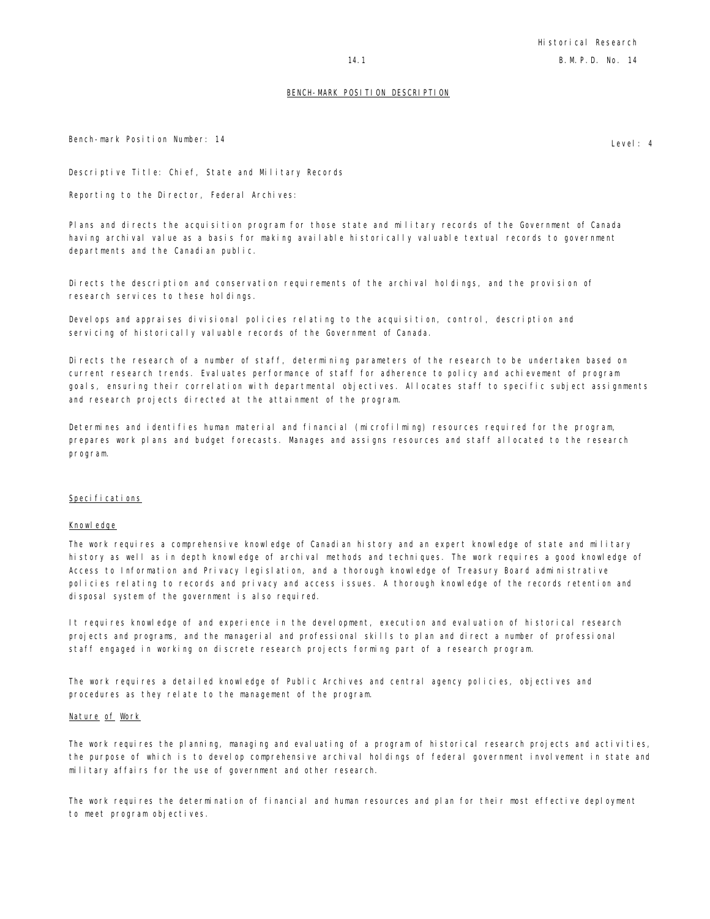## BENCH-MARK POSITION DESCRIPTION

Bench-mark Position Number: 14

Level: 4

Descriptive Title: Chief, State and Military Records

Reporting to the Director, Federal Archives:

Plans and directs the acquisition program for those state and military records of the Government of Canada having archival value as a basis for making available historically valuable textual records to government departments and the Canadian public.

Directs the description and conservation requirements of the archival holdings, and the provision of research services to these holdings.

Develops and appraises divisional policies relating to the acquisition, control, description and servicing of historically valuable records of the Government of Canada.

Directs the research of a number of staff, determining parameters of the research to be undertaken based on current research trends. Evaluates performance of staff for adherence to policy and achievement of program goals, ensuring their correlation with departmental objectives. Allocates staff to specific subject assignments and research projects directed at the attainment of the program.

Determines and identifies human material and financial (microfilming) resources required for the program, prepares work plans and budget forecasts. Manages and assigns resources and staff allocated to the research program.

### Specifications

#### Knowledge

The work requires a comprehensive knowledge of Canadian history and an expert knowledge of state and military history as well as in depth knowledge of archival methods and techniques. The work requires a good knowledge of Access to Information and Privacy legislation, and a thorough knowledge of Treasury Board administrative policies relating to records and privacy and access issues. A thorough knowledge of the records retention and disposal system of the government is also required.

It requires knowledge of and experience in the development, execution and evaluation of historical research projects and programs, and the managerial and professional skills to plan and direct a number of professional staff engaged in working on discrete research projects forming part of a research program.

The work requires a detailed knowledge of Public Archives and central agency policies, objectives and procedures as they relate to the management of the program.

#### Nature of Work

The work requires the planning, managing and evaluating of a program of historical research projects and activities, the purpose of which is to develop comprehensive archival holdings of federal government involvement in state and military affairs for the use of government and other research.

The work requires the determination of financial and human resources and plan for their most effective deployment to meet program objectives.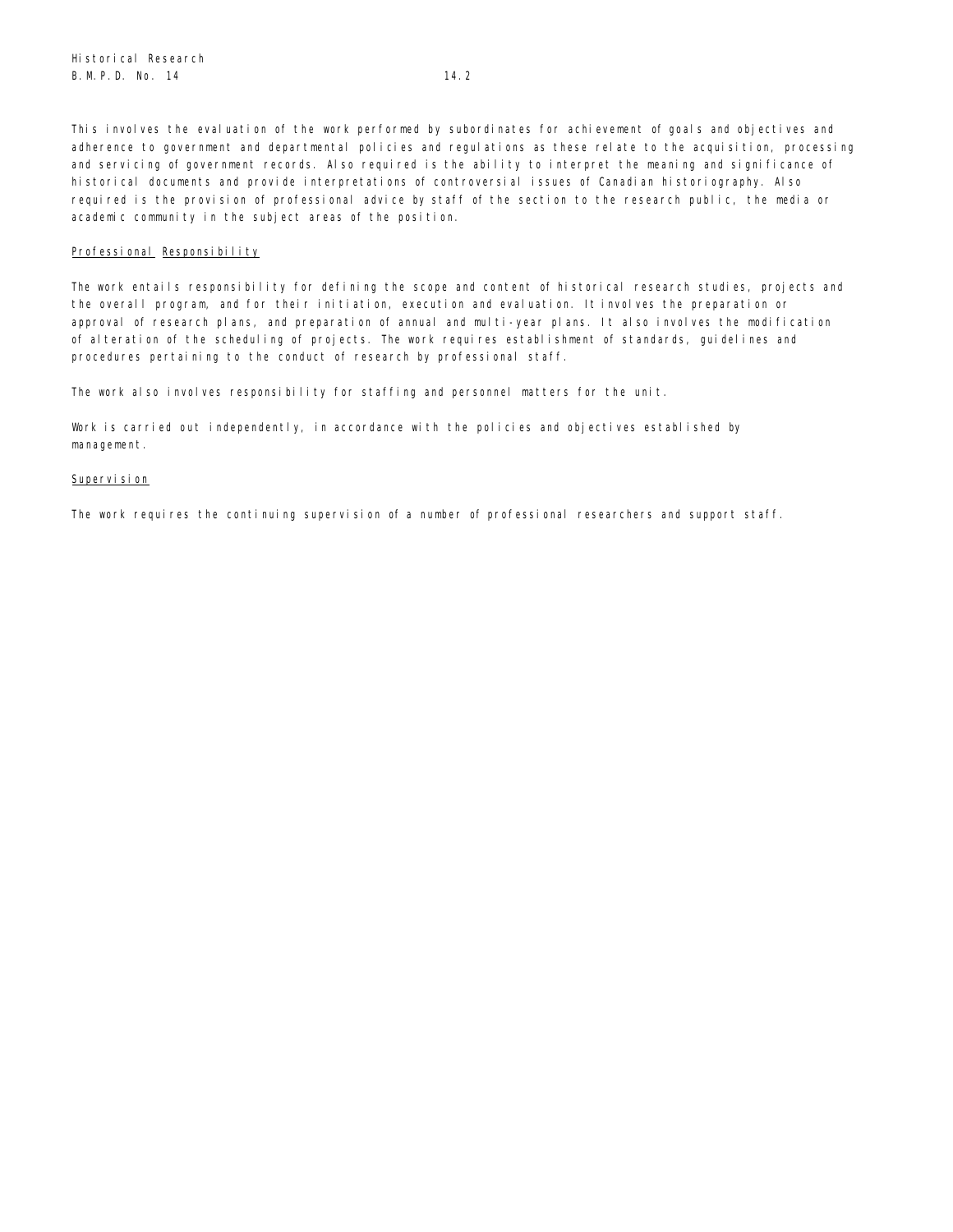This involves the evaluation of the work performed by subordinates for achievement of goals and objectives and adherence to government and departmental policies and regulations as these relate to the acquisition, processing and servicing of government records. Also required is the ability to interpret the meaning and significance of historical documents and provide interpretations of controversial issues of Canadian historiography. Also required is the provision of professional advice by staff of the section to the research public, the media or academic community in the subject areas of the position.

Professional Responsibility

The work entails responsibility for defining the scope and content of historical research studies, projects and the overall program, and for their initiation, execution and evaluation. It involves the preparation or approval of research plans, and preparation of annual and multi-year plans. It also involves the modification of alteration of the scheduling of projects. The work requires establishment of standards, guidelines and procedures pertaining to the conduct of research by professional staff.

The work also involves responsibility for staffing and personnel matters for the unit.

Work is carried out independently, in accordance with the policies and objectives established by management.

Supervision

The work requires the continuing supervision of a number of professional researchers and support staff.